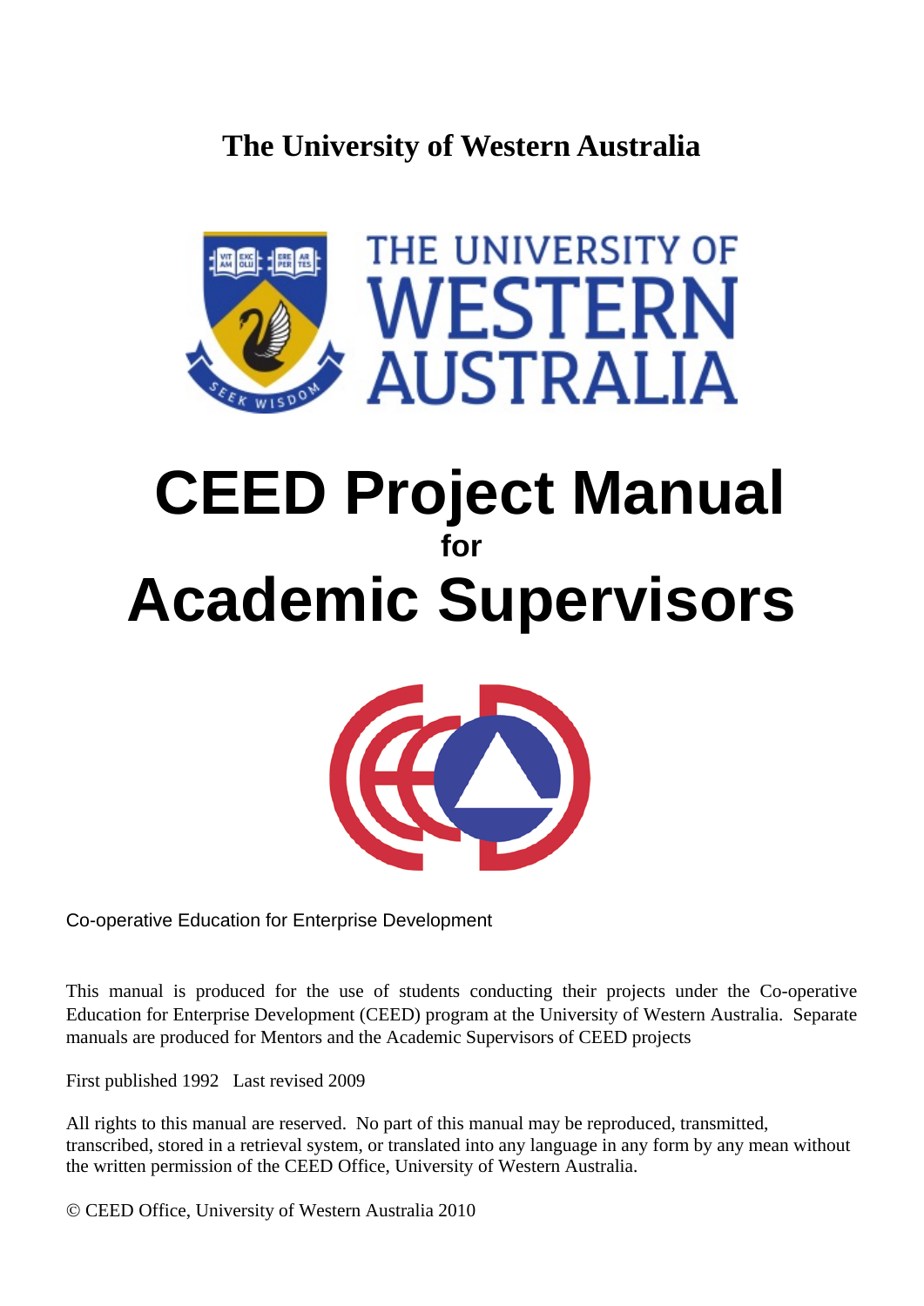**The University of Western Australia**

THE UNIVERSITY OF WESTERN AUSTRALIA

# CEED Project Manual
## for
# Academic Supervisors

Co-operative Education for Enterprise Development

This manual is produced for the use of students conducting their projects under the Co-operative Education for Enterprise Development (CEED) program at the University of Western Australia. Separate manuals are produced for Mentors and the Academic Supervisors of CEED projects

First published 1992 Last revised 2009

All rights to this manual are reserved. No part of this manual may be reproduced, transmitted, transcribed, stored in a retrieval system, or translated into any language in any form by any mean without the written permission of the CEED Office, University of Western Australia.

© CEED Office, University of Western Australia 2010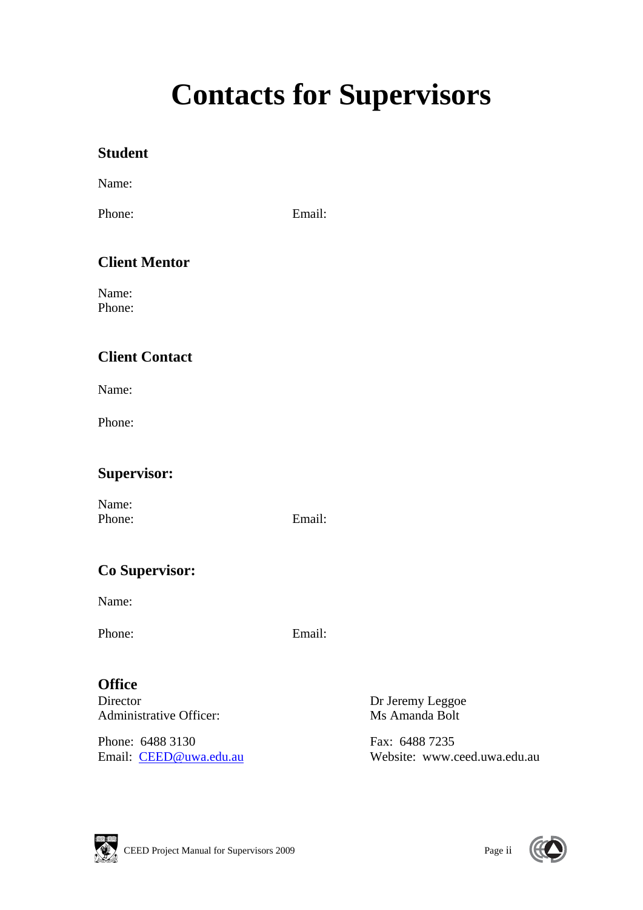# Contacts for Supervisors

### Student

Name:

Phone: Email:

### Client Mentor

Name:
Phone:

### Client Contact

Name:

Phone:

### Supervisor:

Name:
Phone: Email:

### Co Supervisor:

Name:

Phone: Email:

### Office

Director: Dr Jeremy Leggoe
Administrative Officer: Ms Amanda Bolt

Phone: 6488 3130
Fax: 6488 7235
Email: CEED@uwa.edu.au
Website: www.ceed.uwa.edu.au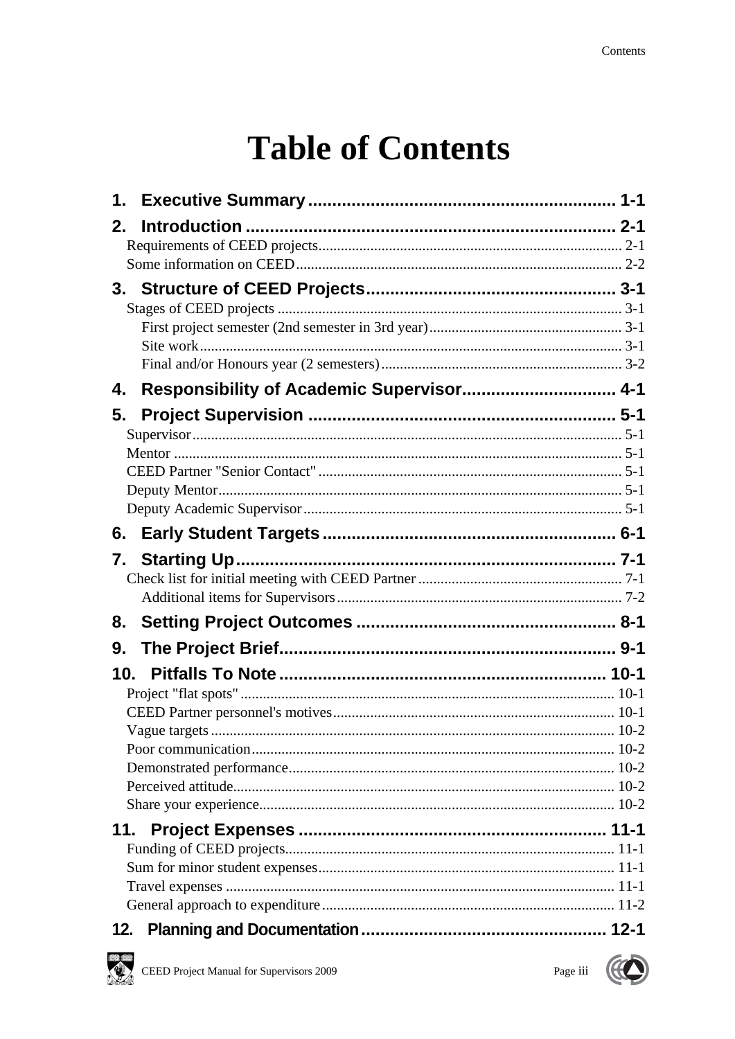# Table of Contents

**1. Executive Summary** ................................................................ 1-1

**2. Introduction** ................................................................ 2-1

Requirements of CEED projects ................................................................ 2-1

Some information on CEED ................................................................ 2-2

**3. Structure of CEED Projects** ................................................................ 3-1

Stages of CEED projects ................................................................ 3-1

First project semester (2nd semester in 3rd year) ................................................................ 3-1

Site work ................................................................ 3-1

Final and/or Honours year (2 semesters) ................................................................ 3-2

**4. Responsibility of Academic Supervisor** ................................................................ 4-1

**5. Project Supervision** ................................................................ 5-1

Supervisor ................................................................ 5-1

Mentor ................................................................ 5-1

CEED Partner "Senior Contact" ................................................................ 5-1

Deputy Mentor ................................................................ 5-1

Deputy Academic Supervisor ................................................................ 5-1

**6. Early Student Targets** ................................................................ 6-1

**7. Starting Up** ................................................................ 7-1

Check list for initial meeting with CEED Partner ................................................................ 7-1

Additional items for Supervisors ................................................................ 7-2

**8. Setting Project Outcomes** ................................................................ 8-1

**9. The Project Brief** ................................................................ 9-1

**10. Pitfalls To Note** ................................................................ 10-1

Project "flat spots" ................................................................ 10-1

CEED Partner personnel's motives ................................................................ 10-1

Vague targets ................................................................ 10-2

Poor communication ................................................................ 10-2

Demonstrated performance ................................................................ 10-2

Perceived attitude ................................................................ 10-2

Share your experience ................................................................ 10-2

**11. Project Expenses** ................................................................ 11-1

Funding of CEED projects ................................................................ 11-1

Sum for minor student expenses ................................................................ 11-1

Travel expenses ................................................................ 11-1

General approach to expenditure ................................................................ 11-2

**12. Planning and Documentation** ................................................................ 12-1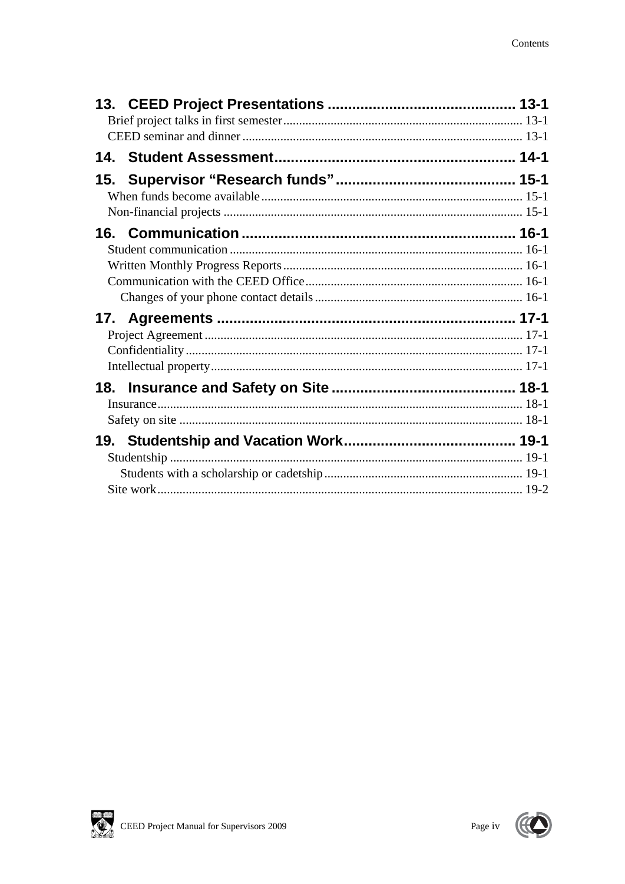**13. CEED Project Presentations .............................................. 13-1**

Brief project talks in first semester ........................................................................... 13-1

CEED seminar and dinner ........................................................................................ 13-1

**14. Student Assessment ........................................................... 14-1**

**15. Supervisor "Research funds" ............................................ 15-1**

When funds become available .................................................................................. 15-1

Non-financial projects .............................................................................................. 15-1

**16. Communication .................................................................... 16-1**

Student communication ............................................................................................ 16-1

Written Monthly Progress Reports ........................................................................... 16-1

Communication with the CEED Office .................................................................... 16-1

Changes of your phone contact details ................................................................. 16-1

**17. Agreements .......................................................................... 17-1**

Project Agreement .................................................................................................... 17-1

Confidentiality .......................................................................................................... 17-1

Intellectual property .................................................................................................. 17-1

**18. Insurance and Safety on Site ............................................. 18-1**

Insurance ................................................................................................................... 18-1

Safety on site ............................................................................................................ 18-1

**19. Studentship and Vacation Work .......................................... 19-1**

Studentship ............................................................................................................... 19-1

Students with a scholarship or cadetship .............................................................. 19-1

Site work ................................................................................................................... 19-2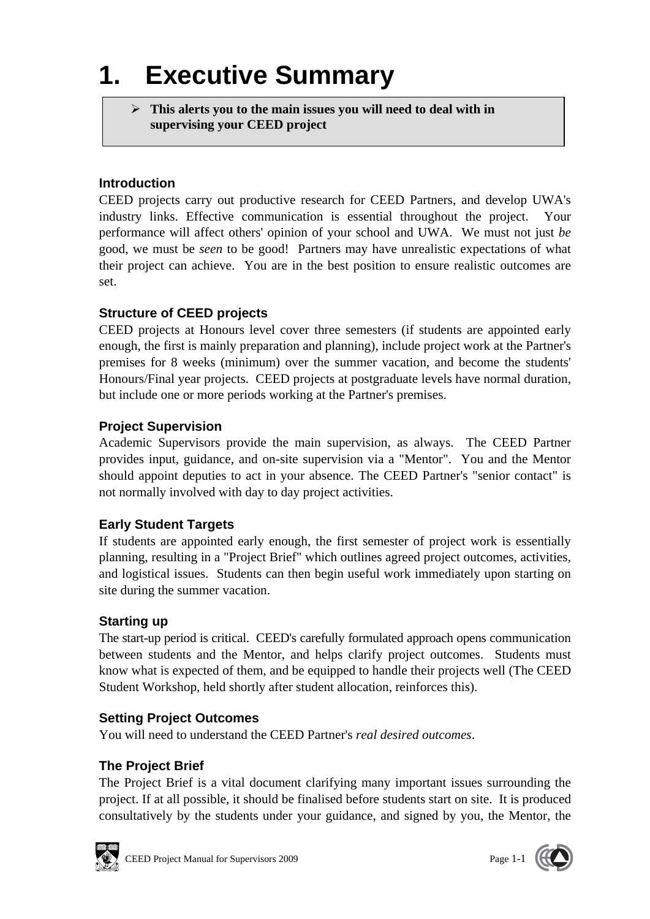# 1. Executive Summary

> ➢ **This alerts you to the main issues you will need to deal with in supervising your CEED project**

### Introduction

CEED projects carry out productive research for CEED Partners, and develop UWA's industry links. Effective communication is essential throughout the project. Your performance will affect others' opinion of your school and UWA. We must not just *be* good, we must be *seen* to be good! Partners may have unrealistic expectations of what their project can achieve. You are in the best position to ensure realistic outcomes are set.

### Structure of CEED projects

CEED projects at Honours level cover three semesters (if students are appointed early enough, the first is mainly preparation and planning), include project work at the Partner's premises for 8 weeks (minimum) over the summer vacation, and become the students' Honours/Final year projects. CEED projects at postgraduate levels have normal duration, but include one or more periods working at the Partner's premises.

### Project Supervision

Academic Supervisors provide the main supervision, as always. The CEED Partner provides input, guidance, and on-site supervision via a "Mentor". You and the Mentor should appoint deputies to act in your absence. The CEED Partner's "senior contact" is not normally involved with day to day project activities.

### Early Student Targets

If students are appointed early enough, the first semester of project work is essentially planning, resulting in a "Project Brief" which outlines agreed project outcomes, activities, and logistical issues. Students can then begin useful work immediately upon starting on site during the summer vacation.

### Starting up

The start-up period is critical. CEED's carefully formulated approach opens communication between students and the Mentor, and helps clarify project outcomes. Students must know what is expected of them, and be equipped to handle their projects well (The CEED Student Workshop, held shortly after student allocation, reinforces this).

### Setting Project Outcomes

You will need to understand the CEED Partner's *real desired outcomes*.

### The Project Brief

The Project Brief is a vital document clarifying many important issues surrounding the project. If at all possible, it should be finalised before students start on site. It is produced consultatively by the students under your guidance, and signed by you, the Mentor, the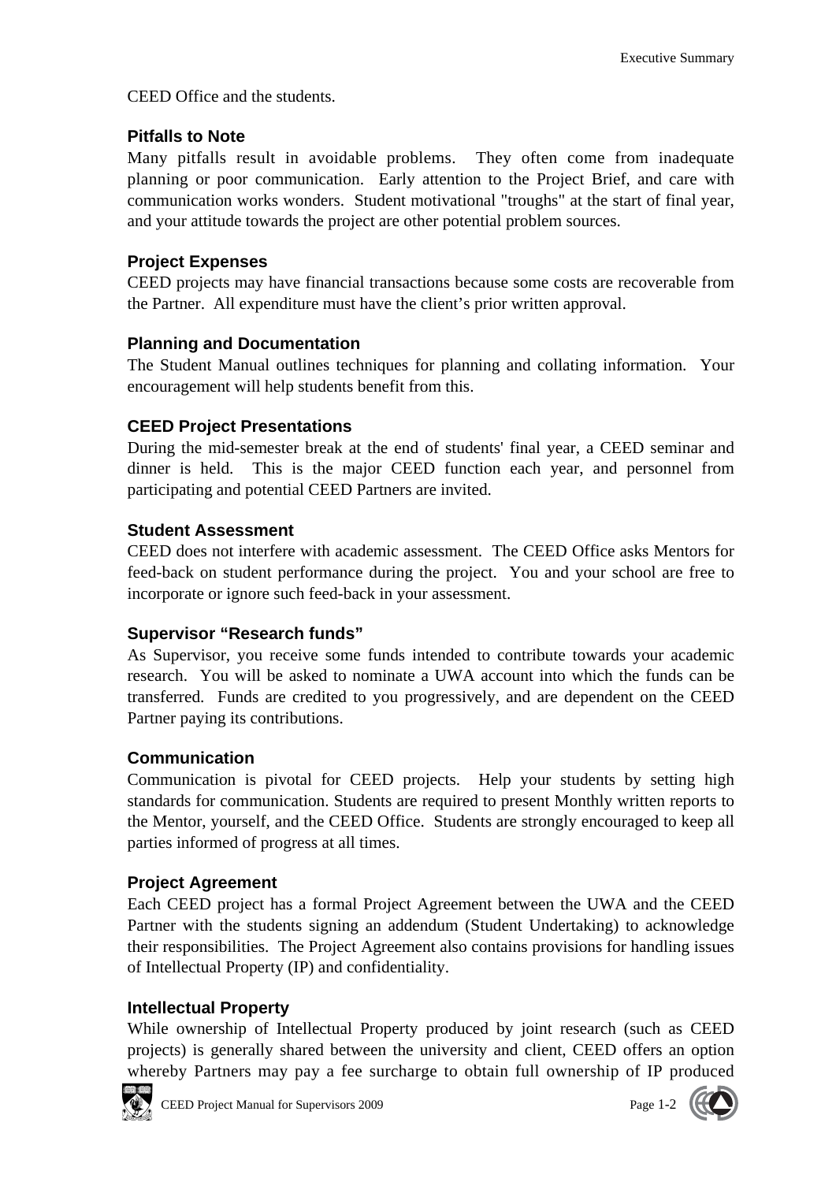CEED Office and the students.

### Pitfalls to Note

Many pitfalls result in avoidable problems. They often come from inadequate planning or poor communication. Early attention to the Project Brief, and care with communication works wonders. Student motivational "troughs" at the start of final year, and your attitude towards the project are other potential problem sources.

### Project Expenses

CEED projects may have financial transactions because some costs are recoverable from the Partner. All expenditure must have the client's prior written approval.

### Planning and Documentation

The Student Manual outlines techniques for planning and collating information. Your encouragement will help students benefit from this.

### CEED Project Presentations

During the mid-semester break at the end of students' final year, a CEED seminar and dinner is held. This is the major CEED function each year, and personnel from participating and potential CEED Partners are invited.

### Student Assessment

CEED does not interfere with academic assessment. The CEED Office asks Mentors for feed-back on student performance during the project. You and your school are free to incorporate or ignore such feed-back in your assessment.

### Supervisor "Research funds"

As Supervisor, you receive some funds intended to contribute towards your academic research. You will be asked to nominate a UWA account into which the funds can be transferred. Funds are credited to you progressively, and are dependent on the CEED Partner paying its contributions.

### Communication

Communication is pivotal for CEED projects. Help your students by setting high standards for communication. Students are required to present Monthly written reports to the Mentor, yourself, and the CEED Office. Students are strongly encouraged to keep all parties informed of progress at all times.

### Project Agreement

Each CEED project has a formal Project Agreement between the UWA and the CEED Partner with the students signing an addendum (Student Undertaking) to acknowledge their responsibilities. The Project Agreement also contains provisions for handling issues of Intellectual Property (IP) and confidentiality.

### Intellectual Property

While ownership of Intellectual Property produced by joint research (such as CEED projects) is generally shared between the university and client, CEED offers an option whereby Partners may pay a fee surcharge to obtain full ownership of IP produced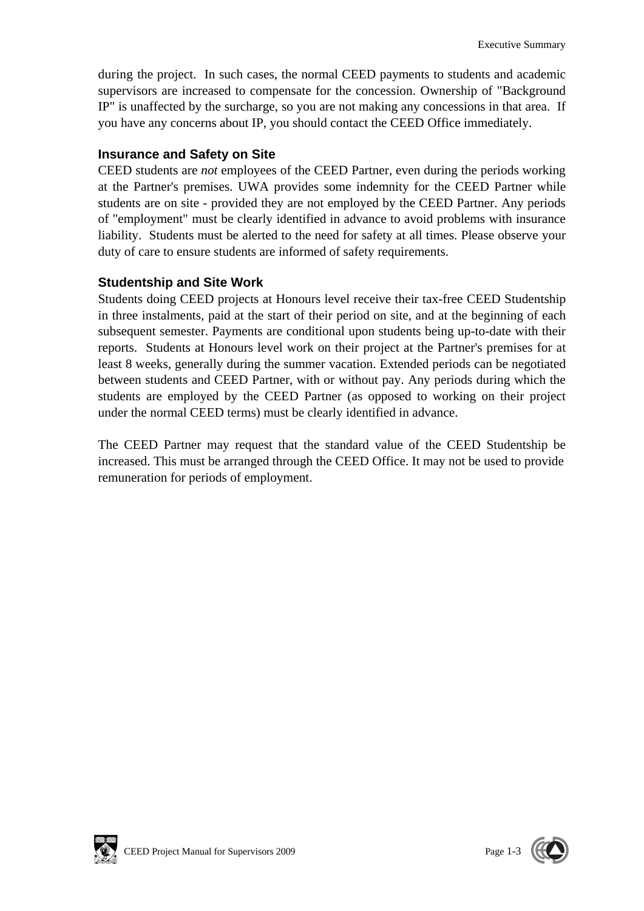during the project. In such cases, the normal CEED payments to students and academic supervisors are increased to compensate for the concession. Ownership of "Background IP" is unaffected by the surcharge, so you are not making any concessions in that area. If you have any concerns about IP, you should contact the CEED Office immediately.

### Insurance and Safety on Site

CEED students are *not* employees of the CEED Partner, even during the periods working at the Partner's premises. UWA provides some indemnity for the CEED Partner while students are on site - provided they are not employed by the CEED Partner. Any periods of "employment" must be clearly identified in advance to avoid problems with insurance liability. Students must be alerted to the need for safety at all times. Please observe your duty of care to ensure students are informed of safety requirements.

### Studentship and Site Work

Students doing CEED projects at Honours level receive their tax-free CEED Studentship in three instalments, paid at the start of their period on site, and at the beginning of each subsequent semester. Payments are conditional upon students being up-to-date with their reports. Students at Honours level work on their project at the Partner's premises for at least 8 weeks, generally during the summer vacation. Extended periods can be negotiated between students and CEED Partner, with or without pay. Any periods during which the students are employed by the CEED Partner (as opposed to working on their project under the normal CEED terms) must be clearly identified in advance.

The CEED Partner may request that the standard value of the CEED Studentship be increased. This must be arranged through the CEED Office. It may not be used to provide remuneration for periods of employment.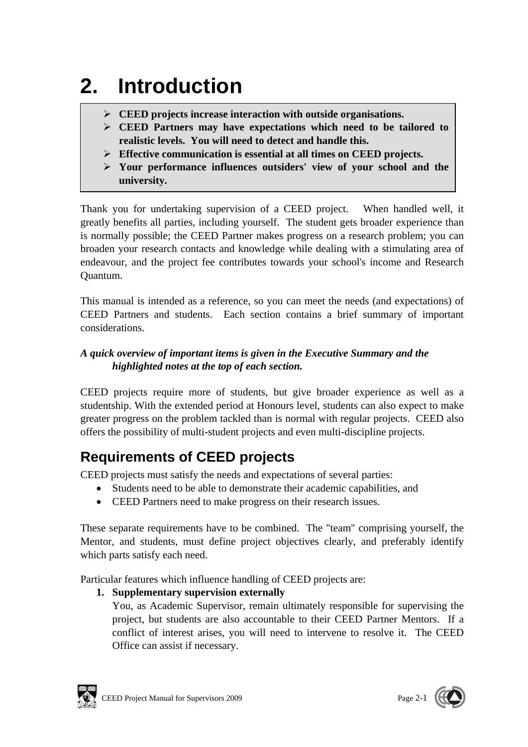# 2. Introduction

> - **CEED projects increase interaction with outside organisations.**
> - **CEED Partners may have expectations which need to be tailored to realistic levels. You will need to detect and handle this.**
> - **Effective communication is essential at all times on CEED projects.**
> - **Your performance influences outsiders' view of your school and the university.**

Thank you for undertaking supervision of a CEED project. When handled well, it greatly benefits all parties, including yourself. The student gets broader experience than is normally possible; the CEED Partner makes progress on a research problem; you can broaden your research contacts and knowledge while dealing with a stimulating area of endeavour, and the project fee contributes towards your school's income and Research Quantum.

This manual is intended as a reference, so you can meet the needs (and expectations) of CEED Partners and students. Each section contains a brief summary of important considerations.

***A quick overview of important items is given in the Executive Summary and the highlighted notes at the top of each section.***

CEED projects require more of students, but give broader experience as well as a studentship. With the extended period at Honours level, students can also expect to make greater progress on the problem tackled than is normal with regular projects. CEED also offers the possibility of multi-student projects and even multi-discipline projects.

## Requirements of CEED projects

CEED projects must satisfy the needs and expectations of several parties:

- Students need to be able to demonstrate their academic capabilities, and
- CEED Partners need to make progress on their research issues.

These separate requirements have to be combined. The "team" comprising yourself, the Mentor, and students, must define project objectives clearly, and preferably identify which parts satisfy each need.

Particular features which influence handling of CEED projects are:

1. **Supplementary supervision externally**
   You, as Academic Supervisor, remain ultimately responsible for supervising the project, but students are also accountable to their CEED Partner Mentors. If a conflict of interest arises, you will need to intervene to resolve it. The CEED Office can assist if necessary.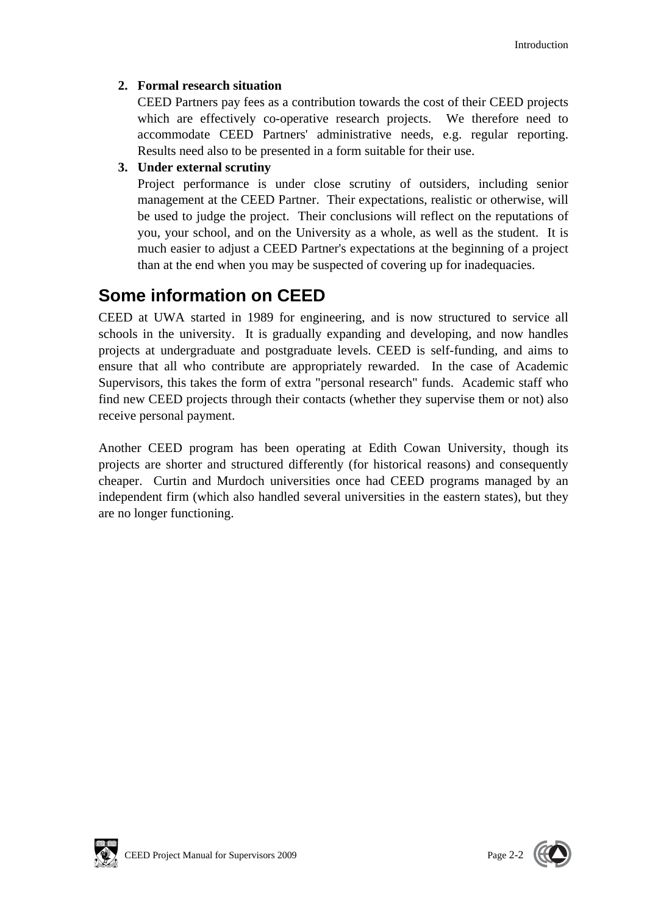2. **Formal research situation**
   CEED Partners pay fees as a contribution towards the cost of their CEED projects which are effectively co-operative research projects. We therefore need to accommodate CEED Partners' administrative needs, e.g. regular reporting. Results need also to be presented in a form suitable for their use.
3. **Under external scrutiny**
   Project performance is under close scrutiny of outsiders, including senior management at the CEED Partner. Their expectations, realistic or otherwise, will be used to judge the project. Their conclusions will reflect on the reputations of you, your school, and on the University as a whole, as well as the student. It is much easier to adjust a CEED Partner's expectations at the beginning of a project than at the end when you may be suspected of covering up for inadequacies.

## Some information on CEED

CEED at UWA started in 1989 for engineering, and is now structured to service all schools in the university. It is gradually expanding and developing, and now handles projects at undergraduate and postgraduate levels. CEED is self-funding, and aims to ensure that all who contribute are appropriately rewarded. In the case of Academic Supervisors, this takes the form of extra "personal research" funds. Academic staff who find new CEED projects through their contacts (whether they supervise them or not) also receive personal payment.

Another CEED program has been operating at Edith Cowan University, though its projects are shorter and structured differently (for historical reasons) and consequently cheaper. Curtin and Murdoch universities once had CEED programs managed by an independent firm (which also handled several universities in the eastern states), but they are no longer functioning.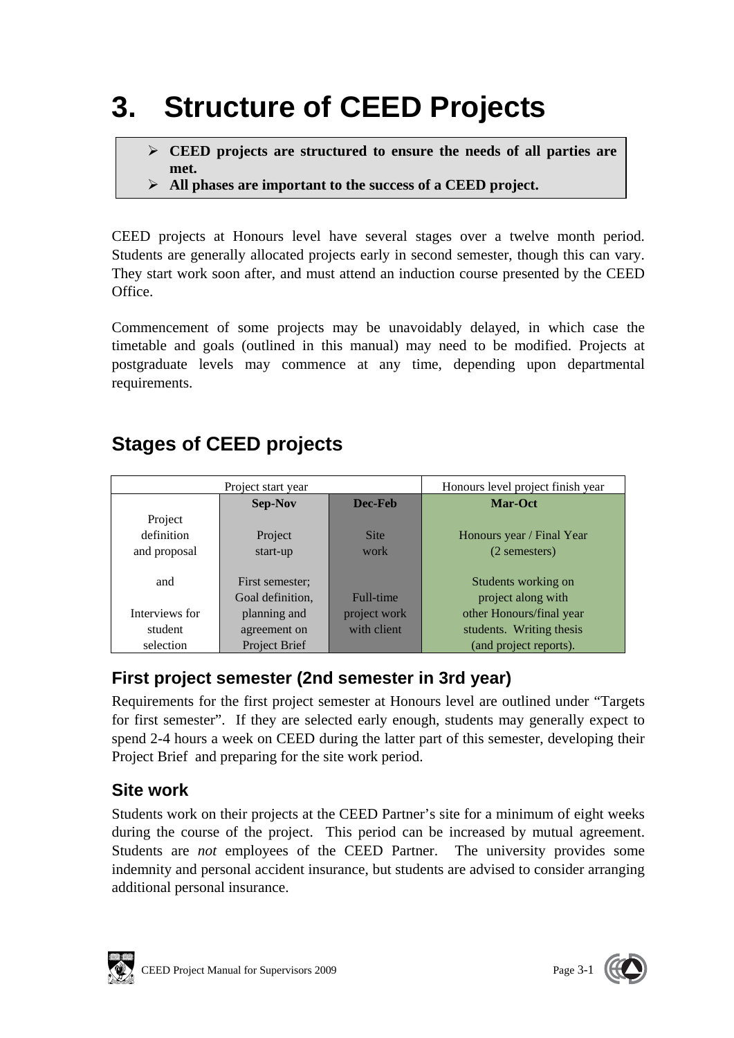# 3. Structure of CEED Projects

> - **CEED projects are structured to ensure the needs of all parties are met.**
> - **All phases are important to the success of a CEED project.**

CEED projects at Honours level have several stages over a twelve month period. Students are generally allocated projects early in second semester, though this can vary. They start work soon after, and must attend an induction course presented by the CEED Office.

Commencement of some projects may be unavoidably delayed, in which case the timetable and goals (outlined in this manual) may need to be modified. Projects at postgraduate levels may commence at any time, depending upon departmental requirements.

## Stages of CEED projects

| Project start year | | | Honours level project finish year |
|---|---|---|---|
| | **Sep-Nov** | **Dec-Feb** | **Mar-Oct** |
| Project definition and proposal and Interviews for student selection | Project start-up First semester; Goal definition, planning and agreement on Project Brief | Site work Full-time project work with client | Honours year / Final Year (2 semesters) Students working on project along with other Honours/final year students. Writing thesis (and project reports). |

### First project semester (2nd semester in 3rd year)

Requirements for the first project semester at Honours level are outlined under "Targets for first semester". If they are selected early enough, students may generally expect to spend 2-4 hours a week on CEED during the latter part of this semester, developing their Project Brief and preparing for the site work period.

### Site work

Students work on their projects at the CEED Partner's site for a minimum of eight weeks during the course of the project. This period can be increased by mutual agreement. Students are *not* employees of the CEED Partner. The university provides some indemnity and personal accident insurance, but students are advised to consider arranging additional personal insurance.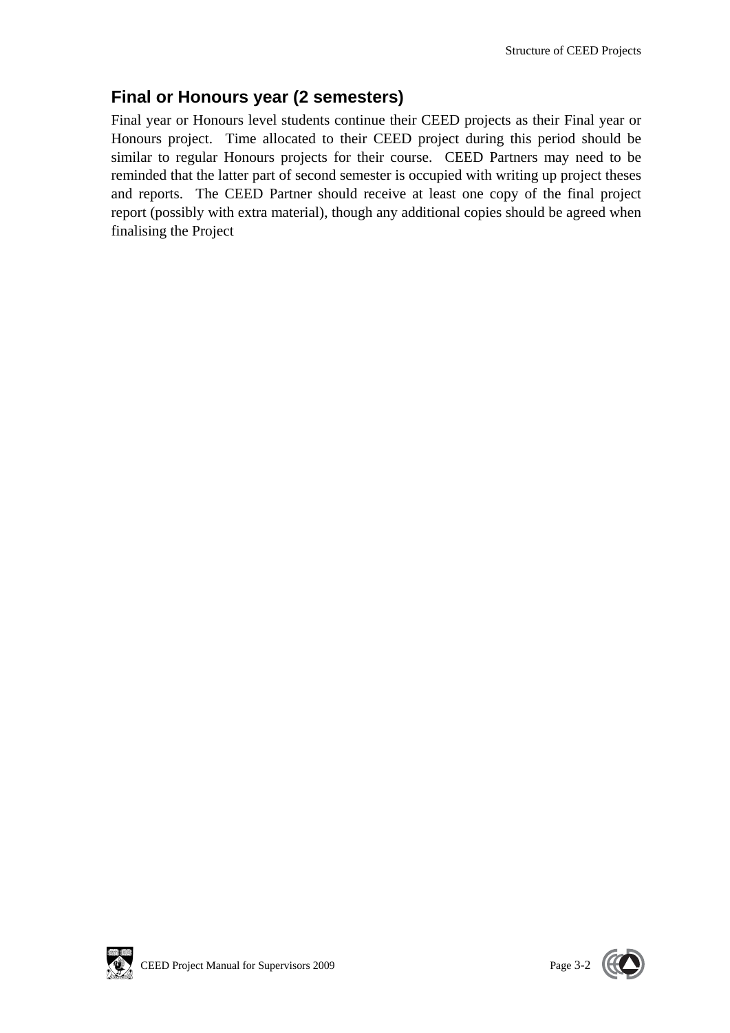## Final or Honours year (2 semesters)

Final year or Honours level students continue their CEED projects as their Final year or Honours project. Time allocated to their CEED project during this period should be similar to regular Honours projects for their course. CEED Partners may need to be reminded that the latter part of second semester is occupied with writing up project theses and reports. The CEED Partner should receive at least one copy of the final project report (possibly with extra material), though any additional copies should be agreed when finalising the Project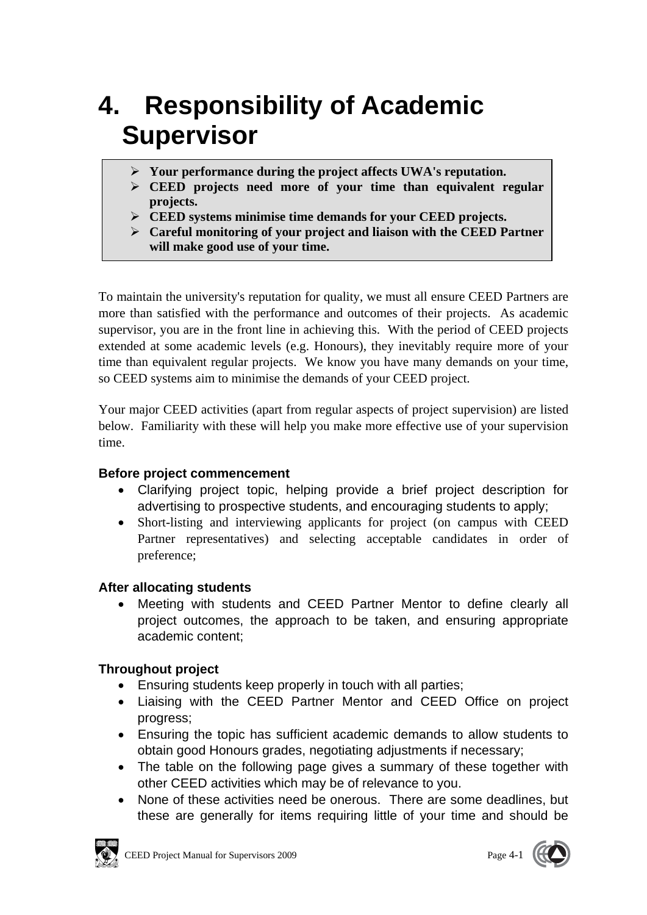# 4. Responsibility of Academic Supervisor

> - **Your performance during the project affects UWA's reputation.**
> - **CEED projects need more of your time than equivalent regular projects.**
> - **CEED systems minimise time demands for your CEED projects.**
> - **Careful monitoring of your project and liaison with the CEED Partner will make good use of your time.**

To maintain the university's reputation for quality, we must all ensure CEED Partners are more than satisfied with the performance and outcomes of their projects. As academic supervisor, you are in the front line in achieving this. With the period of CEED projects extended at some academic levels (e.g. Honours), they inevitably require more of your time than equivalent regular projects. We know you have many demands on your time, so CEED systems aim to minimise the demands of your CEED project.

Your major CEED activities (apart from regular aspects of project supervision) are listed below. Familiarity with these will help you make more effective use of your supervision time.

**Before project commencement**

- Clarifying project topic, helping provide a brief project description for advertising to prospective students, and encouraging students to apply;
- Short-listing and interviewing applicants for project (on campus with CEED Partner representatives) and selecting acceptable candidates in order of preference;

**After allocating students**

- Meeting with students and CEED Partner Mentor to define clearly all project outcomes, the approach to be taken, and ensuring appropriate academic content;

**Throughout project**

- Ensuring students keep properly in touch with all parties;
- Liaising with the CEED Partner Mentor and CEED Office on project progress;
- Ensuring the topic has sufficient academic demands to allow students to obtain good Honours grades, negotiating adjustments if necessary;
- The table on the following page gives a summary of these together with other CEED activities which may be of relevance to you.
- None of these activities need be onerous. There are some deadlines, but these are generally for items requiring little of your time and should be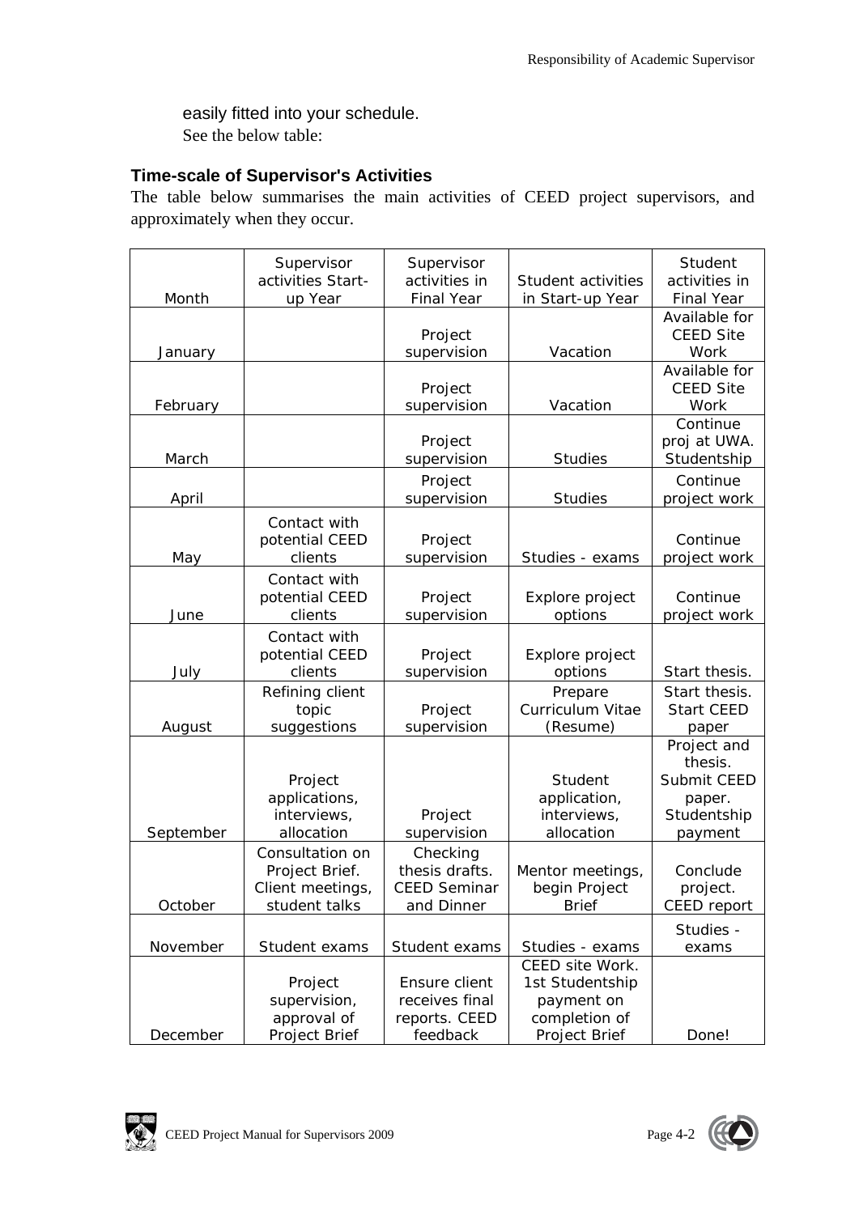easily fitted into your schedule.
See the below table:

### Time-scale of Supervisor's Activities

The table below summarises the main activities of CEED project supervisors, and approximately when they occur.

| Month | Supervisor activities Start-up Year | Supervisor activities in Final Year | Student activities in Start-up Year | Student activities in Final Year |
|---|---|---|---|---|
| January | | Project supervision | Vacation | Available for CEED Site Work |
| February | | Project supervision | Vacation | Available for CEED Site Work |
| March | | Project supervision | Studies | Continue proj at UWA. Studentship |
| April | | Project supervision | Studies | Continue project work |
| May | Contact with potential CEED clients | Project supervision | Studies - exams | Continue project work |
| June | Contact with potential CEED clients | Project supervision | Explore project options | Continue project work |
| July | Contact with potential CEED clients | Project supervision | Explore project options | Start thesis. |
| August | Refining client topic suggestions | Project supervision | Prepare Curriculum Vitae (Resume) | Start thesis. Start CEED paper |
| September | Project applications, interviews, allocation | Project supervision | Student application, interviews, allocation | Project and thesis. Submit CEED paper. Studentship payment |
| October | Consultation on Project Brief. Client meetings, student talks | Checking thesis drafts. CEED Seminar and Dinner | Mentor meetings, begin Project Brief | Conclude project. CEED report |
| November | Student exams | Student exams | Studies - exams | Studies - exams |
| December | Project supervision, approval of Project Brief | Ensure client receives final reports. CEED feedback | CEED site Work. 1st Studentship payment on completion of Project Brief | Done! |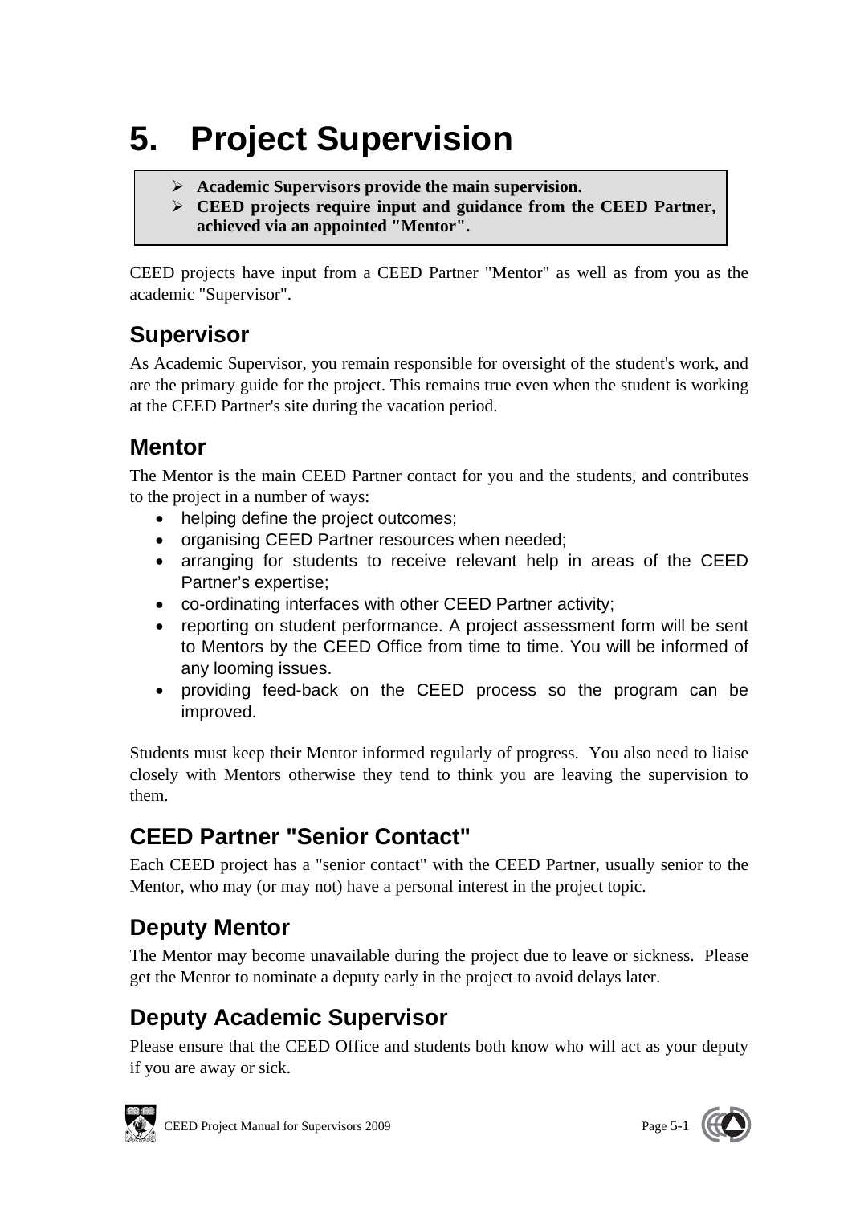# 5. Project Supervision

> - **Academic Supervisors provide the main supervision.**
> - **CEED projects require input and guidance from the CEED Partner, achieved via an appointed "Mentor".**

CEED projects have input from a CEED Partner "Mentor" as well as from you as the academic "Supervisor".

## Supervisor

As Academic Supervisor, you remain responsible for oversight of the student's work, and are the primary guide for the project. This remains true even when the student is working at the CEED Partner's site during the vacation period.

## Mentor

The Mentor is the main CEED Partner contact for you and the students, and contributes to the project in a number of ways:

- helping define the project outcomes;
- organising CEED Partner resources when needed;
- arranging for students to receive relevant help in areas of the CEED Partner's expertise;
- co-ordinating interfaces with other CEED Partner activity;
- reporting on student performance. A project assessment form will be sent to Mentors by the CEED Office from time to time. You will be informed of any looming issues.
- providing feed-back on the CEED process so the program can be improved.

Students must keep their Mentor informed regularly of progress. You also need to liaise closely with Mentors otherwise they tend to think you are leaving the supervision to them.

## CEED Partner "Senior Contact"

Each CEED project has a "senior contact" with the CEED Partner, usually senior to the Mentor, who may (or may not) have a personal interest in the project topic.

## Deputy Mentor

The Mentor may become unavailable during the project due to leave or sickness. Please get the Mentor to nominate a deputy early in the project to avoid delays later.

## Deputy Academic Supervisor

Please ensure that the CEED Office and students both know who will act as your deputy if you are away or sick.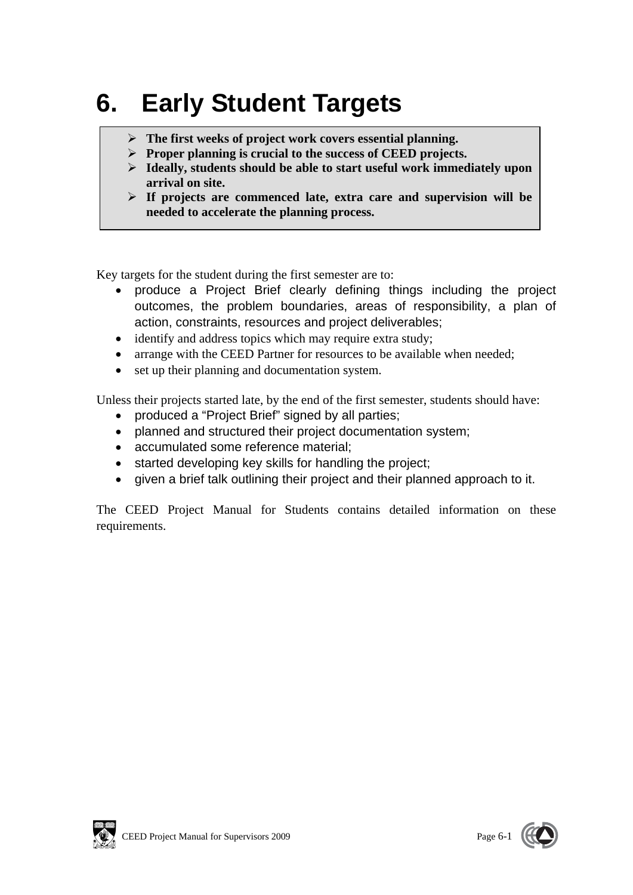# 6. Early Student Targets

- **The first weeks of project work covers essential planning.**
- **Proper planning is crucial to the success of CEED projects.**
- **Ideally, students should be able to start useful work immediately upon arrival on site.**
- **If projects are commenced late, extra care and supervision will be needed to accelerate the planning process.**

Key targets for the student during the first semester are to:

- produce a Project Brief clearly defining things including the project outcomes, the problem boundaries, areas of responsibility, a plan of action, constraints, resources and project deliverables;
- identify and address topics which may require extra study;
- arrange with the CEED Partner for resources to be available when needed;
- set up their planning and documentation system.

Unless their projects started late, by the end of the first semester, students should have:

- produced a "Project Brief" signed by all parties;
- planned and structured their project documentation system;
- accumulated some reference material;
- started developing key skills for handling the project;
- given a brief talk outlining their project and their planned approach to it.

The CEED Project Manual for Students contains detailed information on these requirements.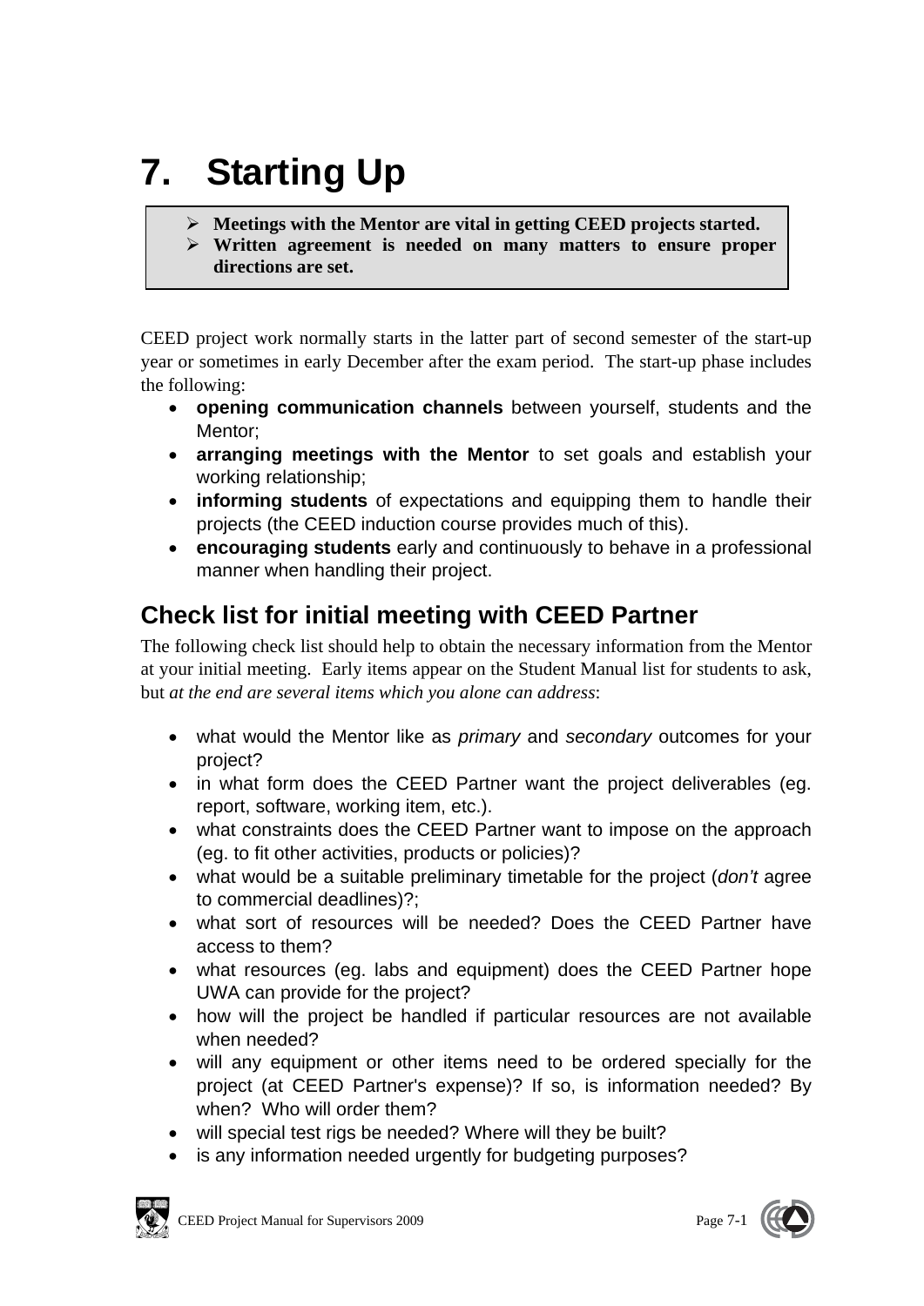# 7. Starting Up

> - **Meetings with the Mentor are vital in getting CEED projects started.**
> - **Written agreement is needed on many matters to ensure proper directions are set.**

CEED project work normally starts in the latter part of second semester of the start-up year or sometimes in early December after the exam period. The start-up phase includes the following:

- **opening communication channels** between yourself, students and the Mentor;
- **arranging meetings with the Mentor** to set goals and establish your working relationship;
- **informing students** of expectations and equipping them to handle their projects (the CEED induction course provides much of this).
- **encouraging students** early and continuously to behave in a professional manner when handling their project.

## Check list for initial meeting with CEED Partner

The following check list should help to obtain the necessary information from the Mentor at your initial meeting. Early items appear on the Student Manual list for students to ask, but *at the end are several items which you alone can address*:

- what would the Mentor like as *primary* and *secondary* outcomes for your project?
- in what form does the CEED Partner want the project deliverables (eg. report, software, working item, etc.).
- what constraints does the CEED Partner want to impose on the approach (eg. to fit other activities, products or policies)?
- what would be a suitable preliminary timetable for the project (*don't* agree to commercial deadlines)?;
- what sort of resources will be needed? Does the CEED Partner have access to them?
- what resources (eg. labs and equipment) does the CEED Partner hope UWA can provide for the project?
- how will the project be handled if particular resources are not available when needed?
- will any equipment or other items need to be ordered specially for the project (at CEED Partner's expense)? If so, is information needed? By when? Who will order them?
- will special test rigs be needed? Where will they be built?
- is any information needed urgently for budgeting purposes?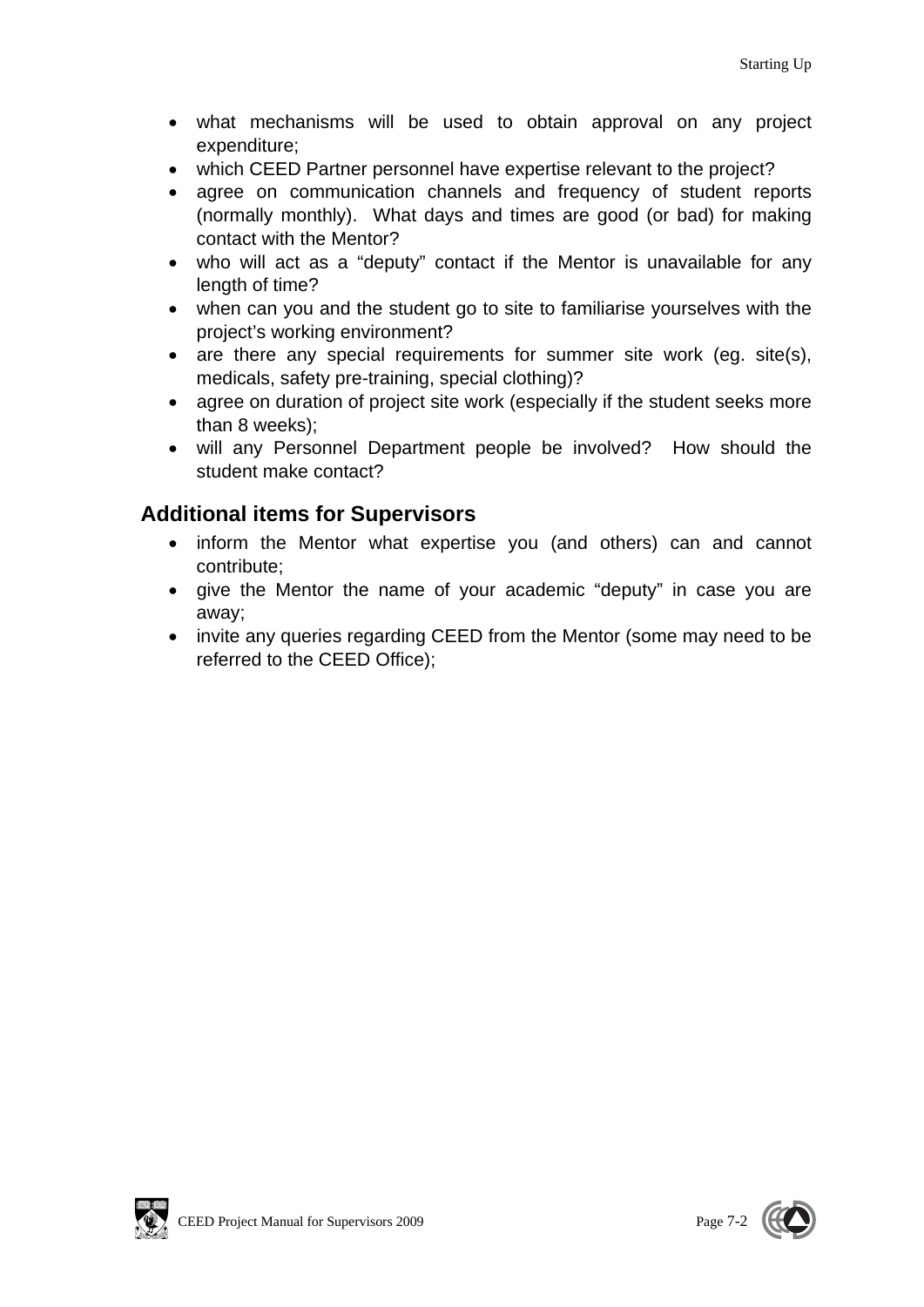- what mechanisms will be used to obtain approval on any project expenditure;
- which CEED Partner personnel have expertise relevant to the project?
- agree on communication channels and frequency of student reports (normally monthly). What days and times are good (or bad) for making contact with the Mentor?
- who will act as a "deputy" contact if the Mentor is unavailable for any length of time?
- when can you and the student go to site to familiarise yourselves with the project's working environment?
- are there any special requirements for summer site work (eg. site(s), medicals, safety pre-training, special clothing)?
- agree on duration of project site work (especially if the student seeks more than 8 weeks);
- will any Personnel Department people be involved? How should the student make contact?

## Additional items for Supervisors

- inform the Mentor what expertise you (and others) can and cannot contribute;
- give the Mentor the name of your academic "deputy" in case you are away;
- invite any queries regarding CEED from the Mentor (some may need to be referred to the CEED Office);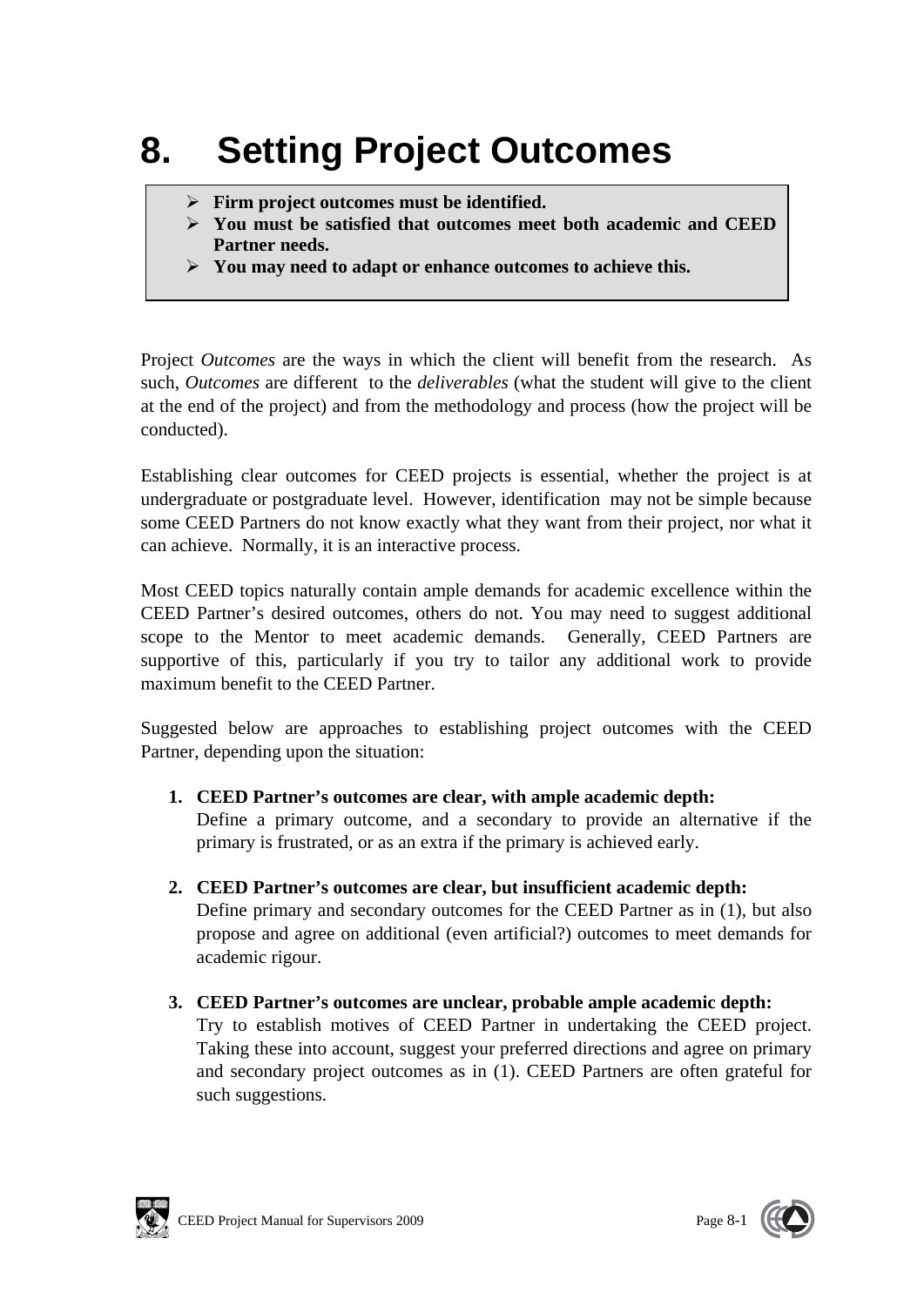# 8. Setting Project Outcomes

> - **Firm project outcomes must be identified.**
> - **You must be satisfied that outcomes meet both academic and CEED Partner needs.**
> - **You may need to adapt or enhance outcomes to achieve this.**

Project *Outcomes* are the ways in which the client will benefit from the research. As such, *Outcomes* are different to the *deliverables* (what the student will give to the client at the end of the project) and from the methodology and process (how the project will be conducted).

Establishing clear outcomes for CEED projects is essential, whether the project is at undergraduate or postgraduate level. However, identification may not be simple because some CEED Partners do not know exactly what they want from their project, nor what it can achieve. Normally, it is an interactive process.

Most CEED topics naturally contain ample demands for academic excellence within the CEED Partner's desired outcomes, others do not. You may need to suggest additional scope to the Mentor to meet academic demands. Generally, CEED Partners are supportive of this, particularly if you try to tailor any additional work to provide maximum benefit to the CEED Partner.

Suggested below are approaches to establishing project outcomes with the CEED Partner, depending upon the situation:

1. **CEED Partner's outcomes are clear, with ample academic depth:**
   Define a primary outcome, and a secondary to provide an alternative if the primary is frustrated, or as an extra if the primary is achieved early.

2. **CEED Partner's outcomes are clear, but insufficient academic depth:**
   Define primary and secondary outcomes for the CEED Partner as in (1), but also propose and agree on additional (even artificial?) outcomes to meet demands for academic rigour.

3. **CEED Partner's outcomes are unclear, probable ample academic depth:**
   Try to establish motives of CEED Partner in undertaking the CEED project. Taking these into account, suggest your preferred directions and agree on primary and secondary project outcomes as in (1). CEED Partners are often grateful for such suggestions.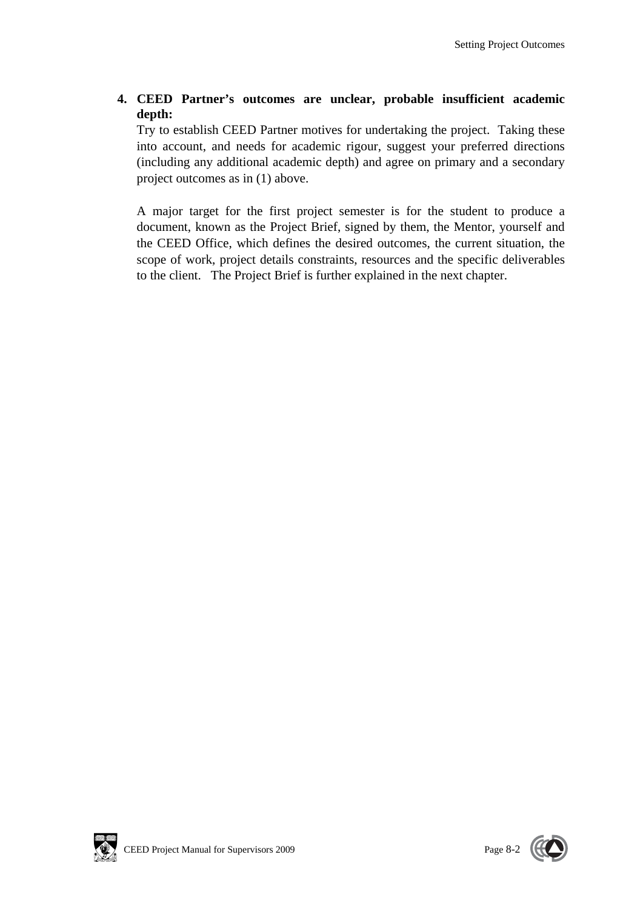4. **CEED Partner's outcomes are unclear, probable insufficient academic depth:**

   Try to establish CEED Partner motives for undertaking the project. Taking these into account, and needs for academic rigour, suggest your preferred directions (including any additional academic depth) and agree on primary and a secondary project outcomes as in (1) above.

   A major target for the first project semester is for the student to produce a document, known as the Project Brief, signed by them, the Mentor, yourself and the CEED Office, which defines the desired outcomes, the current situation, the scope of work, project details constraints, resources and the specific deliverables to the client. The Project Brief is further explained in the next chapter.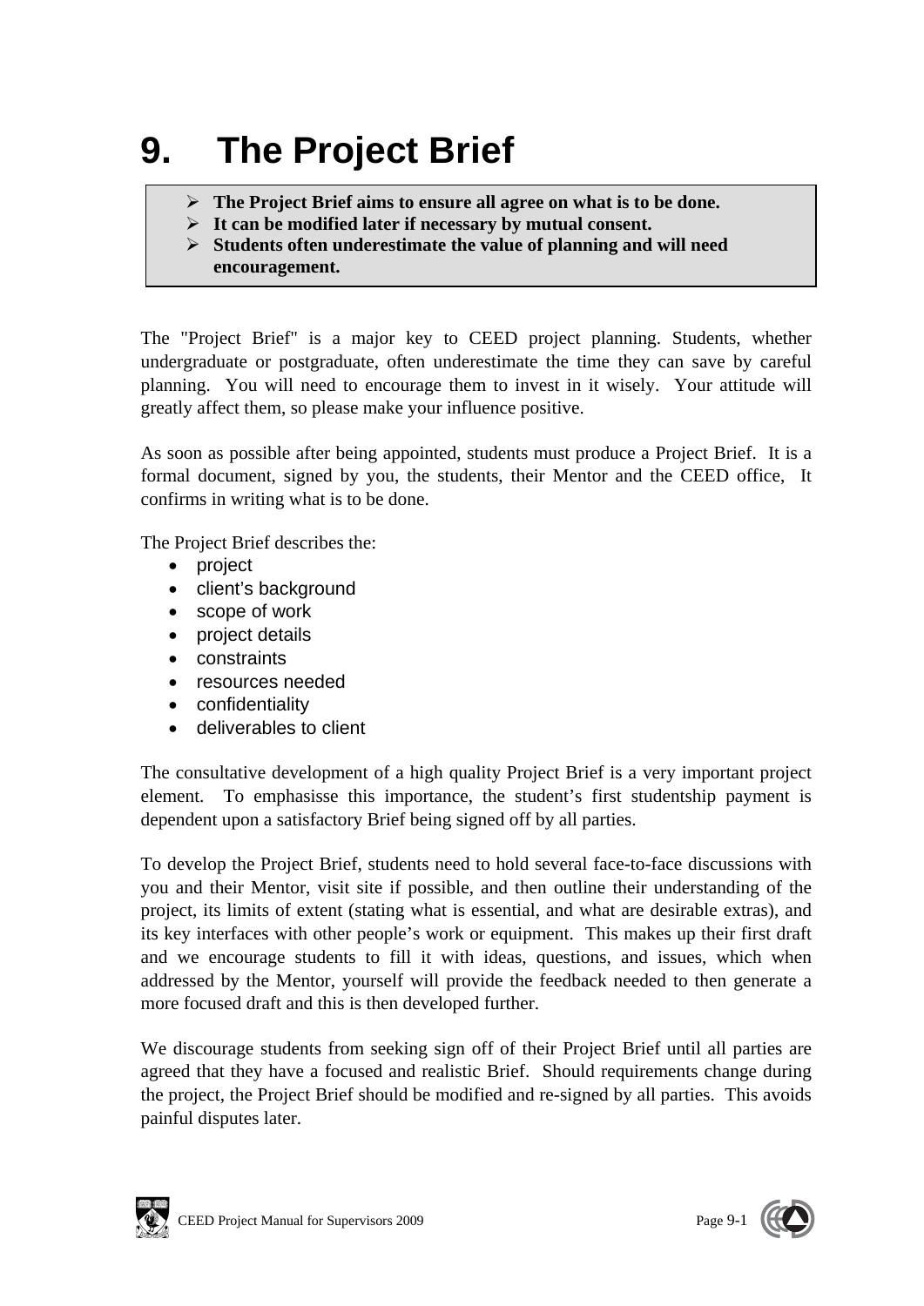# 9. The Project Brief

> - **The Project Brief aims to ensure all agree on what is to be done.**
> - **It can be modified later if necessary by mutual consent.**
> - **Students often underestimate the value of planning and will need encouragement.**

The "Project Brief" is a major key to CEED project planning. Students, whether undergraduate or postgraduate, often underestimate the time they can save by careful planning. You will need to encourage them to invest in it wisely. Your attitude will greatly affect them, so please make your influence positive.

As soon as possible after being appointed, students must produce a Project Brief. It is a formal document, signed by you, the students, their Mentor and the CEED office, It confirms in writing what is to be done.

The Project Brief describes the:

- project
- client's background
- scope of work
- project details
- constraints
- resources needed
- confidentiality
- deliverables to client

The consultative development of a high quality Project Brief is a very important project element. To emphasisse this importance, the student's first studentship payment is dependent upon a satisfactory Brief being signed off by all parties.

To develop the Project Brief, students need to hold several face-to-face discussions with you and their Mentor, visit site if possible, and then outline their understanding of the project, its limits of extent (stating what is essential, and what are desirable extras), and its key interfaces with other people's work or equipment. This makes up their first draft and we encourage students to fill it with ideas, questions, and issues, which when addressed by the Mentor, yourself will provide the feedback needed to then generate a more focused draft and this is then developed further.

We discourage students from seeking sign off of their Project Brief until all parties are agreed that they have a focused and realistic Brief. Should requirements change during the project, the Project Brief should be modified and re-signed by all parties. This avoids painful disputes later.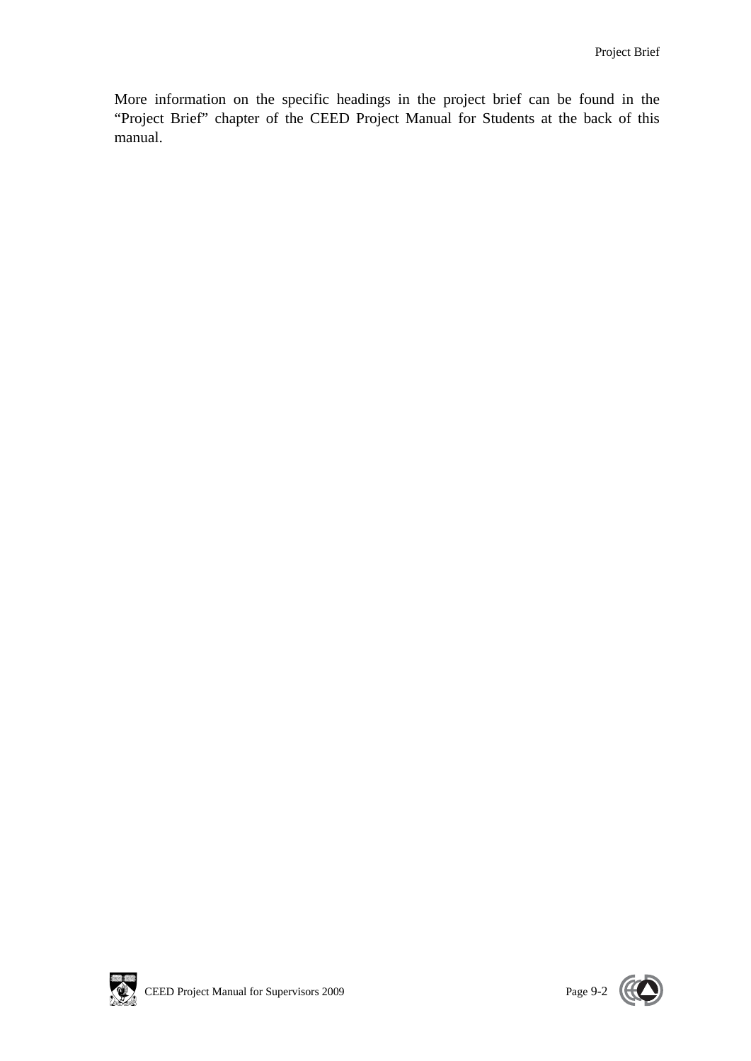More information on the specific headings in the project brief can be found in the "Project Brief" chapter of the CEED Project Manual for Students at the back of this manual.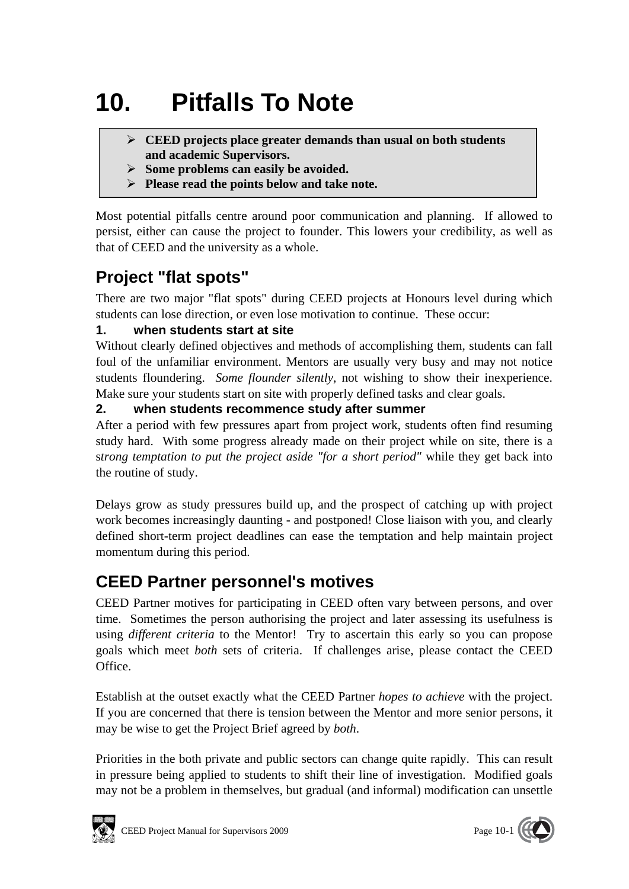# 10. Pitfalls To Note

> - **CEED projects place greater demands than usual on both students and academic Supervisors.**
> - **Some problems can easily be avoided.**
> - **Please read the points below and take note.**

Most potential pitfalls centre around poor communication and planning. If allowed to persist, either can cause the project to founder. This lowers your credibility, as well as that of CEED and the university as a whole.

## Project "flat spots"

There are two major "flat spots" during CEED projects at Honours level during which students can lose direction, or even lose motivation to continue. These occur:

### 1. when students start at site

Without clearly defined objectives and methods of accomplishing them, students can fall foul of the unfamiliar environment. Mentors are usually very busy and may not notice students floundering. *Some flounder silently*, not wishing to show their inexperience. Make sure your students start on site with properly defined tasks and clear goals.

### 2. when students recommence study after summer

After a period with few pressures apart from project work, students often find resuming study hard. With some progress already made on their project while on site, there is a s*trong temptation to put the project aside "for a short period"* while they get back into the routine of study.

Delays grow as study pressures build up, and the prospect of catching up with project work becomes increasingly daunting - and postponed! Close liaison with you, and clearly defined short-term project deadlines can ease the temptation and help maintain project momentum during this period.

## CEED Partner personnel's motives

CEED Partner motives for participating in CEED often vary between persons, and over time. Sometimes the person authorising the project and later assessing its usefulness is using *different criteria* to the Mentor! Try to ascertain this early so you can propose goals which meet *both* sets of criteria. If challenges arise, please contact the CEED Office.

Establish at the outset exactly what the CEED Partner *hopes to achieve* with the project. If you are concerned that there is tension between the Mentor and more senior persons, it may be wise to get the Project Brief agreed by *both*.

Priorities in the both private and public sectors can change quite rapidly. This can result in pressure being applied to students to shift their line of investigation. Modified goals may not be a problem in themselves, but gradual (and informal) modification can unsettle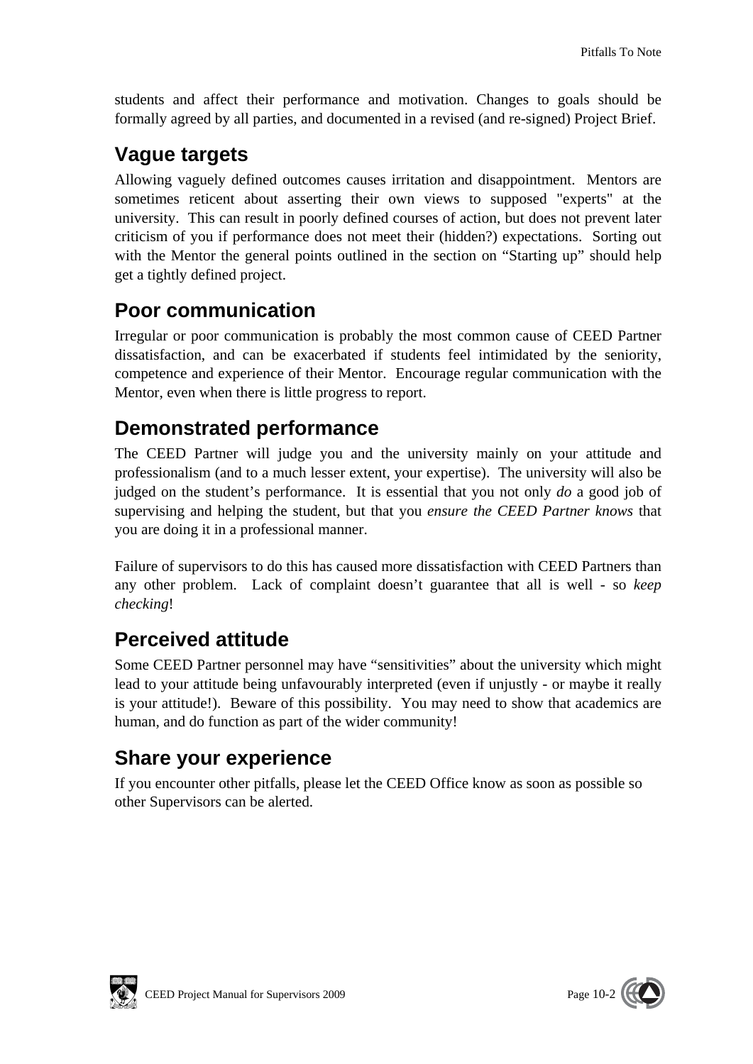students and affect their performance and motivation. Changes to goals should be formally agreed by all parties, and documented in a revised (and re-signed) Project Brief.

## Vague targets

Allowing vaguely defined outcomes causes irritation and disappointment. Mentors are sometimes reticent about asserting their own views to supposed "experts" at the university. This can result in poorly defined courses of action, but does not prevent later criticism of you if performance does not meet their (hidden?) expectations. Sorting out with the Mentor the general points outlined in the section on “Starting up” should help get a tightly defined project.

## Poor communication

Irregular or poor communication is probably the most common cause of CEED Partner dissatisfaction, and can be exacerbated if students feel intimidated by the seniority, competence and experience of their Mentor. Encourage regular communication with the Mentor, even when there is little progress to report.

## Demonstrated performance

The CEED Partner will judge you and the university mainly on your attitude and professionalism (and to a much lesser extent, your expertise). The university will also be judged on the student’s performance. It is essential that you not only *do* a good job of supervising and helping the student, but that you *ensure the CEED Partner knows* that you are doing it in a professional manner.

Failure of supervisors to do this has caused more dissatisfaction with CEED Partners than any other problem. Lack of complaint doesn’t guarantee that all is well - so *keep checking*!

## Perceived attitude

Some CEED Partner personnel may have “sensitivities” about the university which might lead to your attitude being unfavourably interpreted (even if unjustly - or maybe it really is your attitude!). Beware of this possibility. You may need to show that academics are human, and do function as part of the wider community!

## Share your experience

If you encounter other pitfalls, please let the CEED Office know as soon as possible so other Supervisors can be alerted.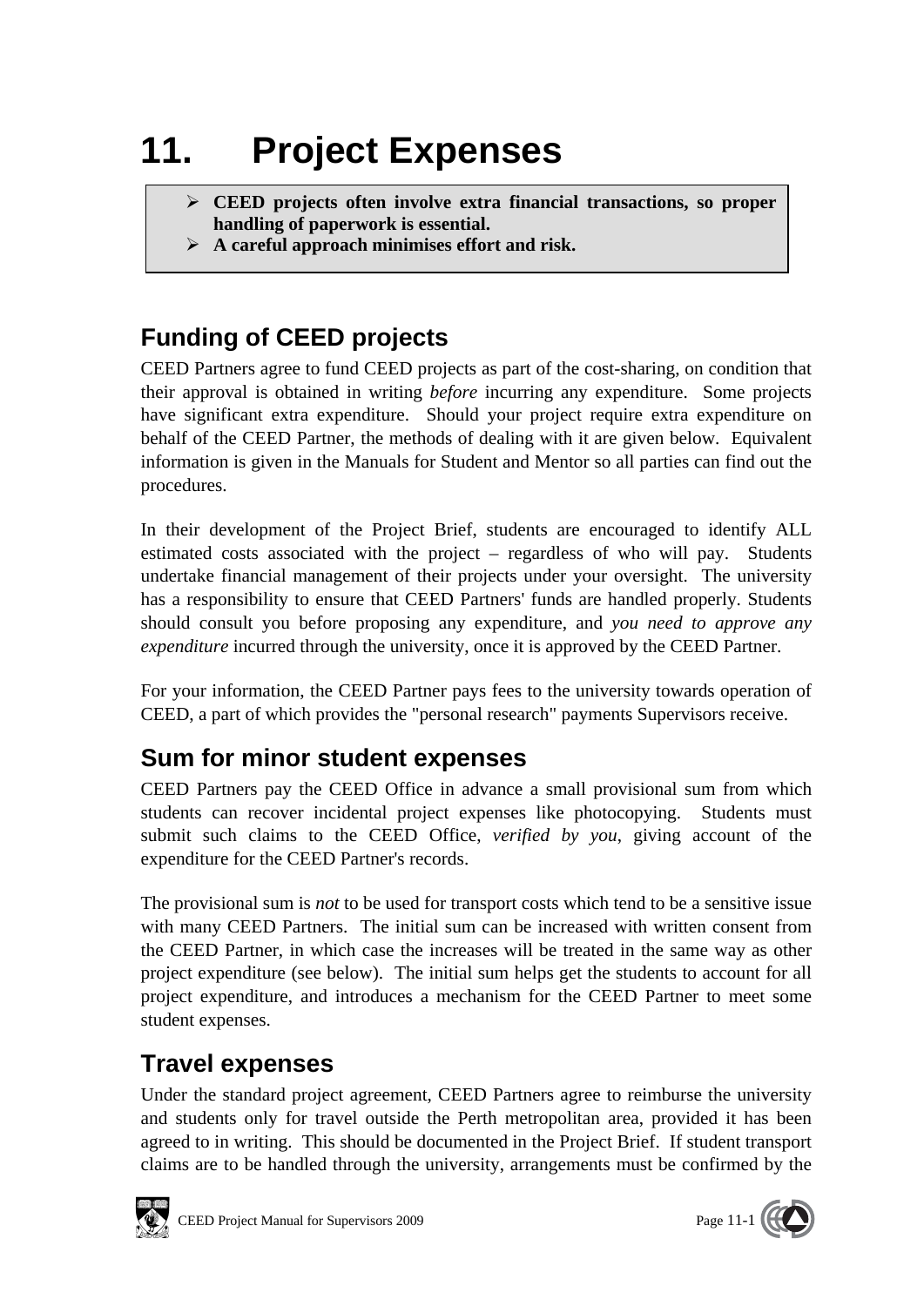# 11. Project Expenses

- **CEED projects often involve extra financial transactions, so proper handling of paperwork is essential.**
- **A careful approach minimises effort and risk.**

## Funding of CEED projects

CEED Partners agree to fund CEED projects as part of the cost-sharing, on condition that their approval is obtained in writing *before* incurring any expenditure. Some projects have significant extra expenditure. Should your project require extra expenditure on behalf of the CEED Partner, the methods of dealing with it are given below. Equivalent information is given in the Manuals for Student and Mentor so all parties can find out the procedures.

In their development of the Project Brief, students are encouraged to identify ALL estimated costs associated with the project – regardless of who will pay. Students undertake financial management of their projects under your oversight. The university has a responsibility to ensure that CEED Partners' funds are handled properly. Students should consult you before proposing any expenditure, and *you need to approve any expenditure* incurred through the university, once it is approved by the CEED Partner.

For your information, the CEED Partner pays fees to the university towards operation of CEED, a part of which provides the "personal research" payments Supervisors receive.

## Sum for minor student expenses

CEED Partners pay the CEED Office in advance a small provisional sum from which students can recover incidental project expenses like photocopying. Students must submit such claims to the CEED Office, *verified by you*, giving account of the expenditure for the CEED Partner's records.

The provisional sum is *not* to be used for transport costs which tend to be a sensitive issue with many CEED Partners. The initial sum can be increased with written consent from the CEED Partner, in which case the increases will be treated in the same way as other project expenditure (see below). The initial sum helps get the students to account for all project expenditure, and introduces a mechanism for the CEED Partner to meet some student expenses.

## Travel expenses

Under the standard project agreement, CEED Partners agree to reimburse the university and students only for travel outside the Perth metropolitan area, provided it has been agreed to in writing. This should be documented in the Project Brief. If student transport claims are to be handled through the university, arrangements must be confirmed by the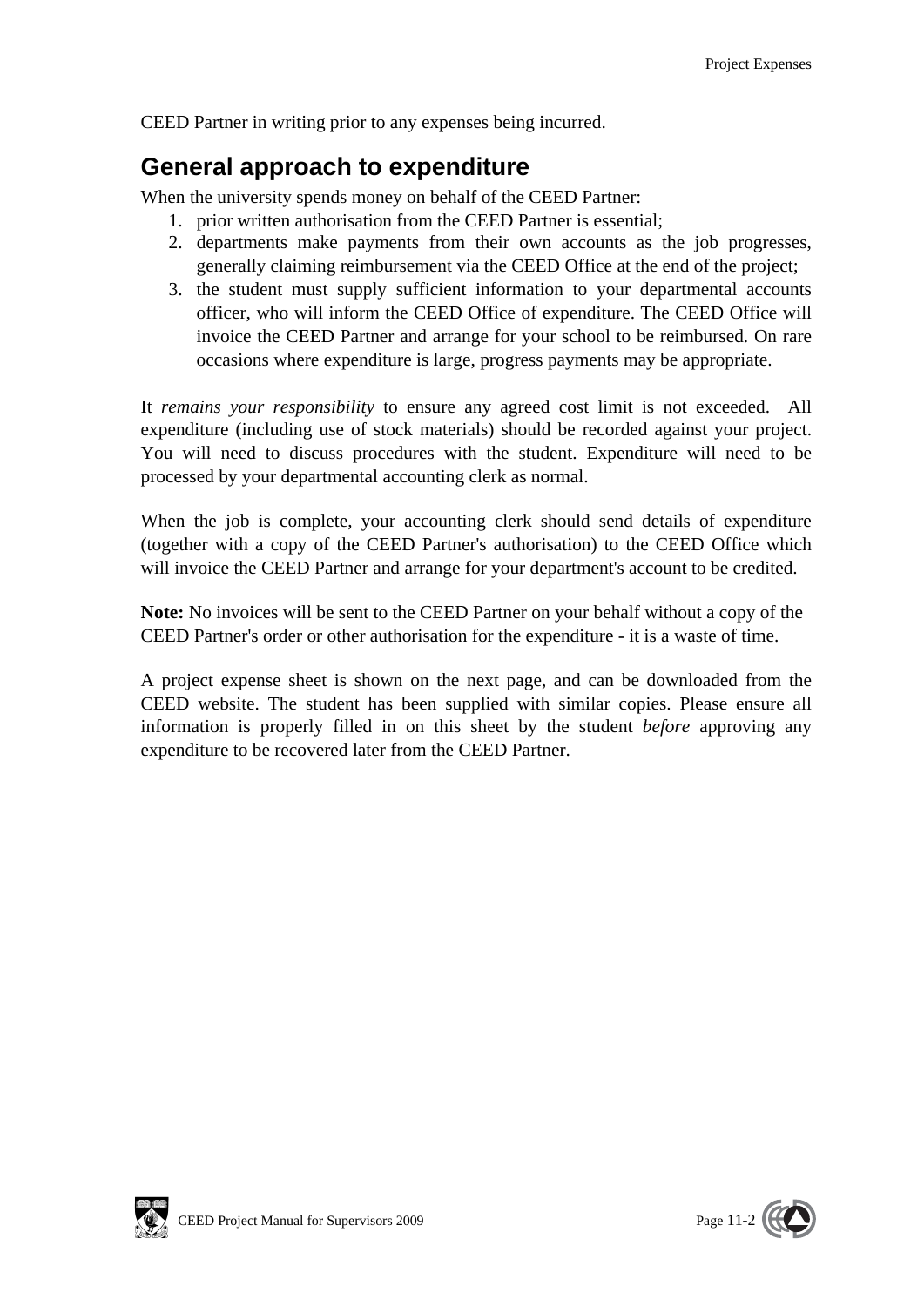CEED Partner in writing prior to any expenses being incurred.

## General approach to expenditure

When the university spends money on behalf of the CEED Partner:

1. prior written authorisation from the CEED Partner is essential;
2. departments make payments from their own accounts as the job progresses, generally claiming reimbursement via the CEED Office at the end of the project;
3. the student must supply sufficient information to your departmental accounts officer, who will inform the CEED Office of expenditure. The CEED Office will invoice the CEED Partner and arrange for your school to be reimbursed. On rare occasions where expenditure is large, progress payments may be appropriate.

It *remains your responsibility* to ensure any agreed cost limit is not exceeded. All expenditure (including use of stock materials) should be recorded against your project. You will need to discuss procedures with the student. Expenditure will need to be processed by your departmental accounting clerk as normal.

When the job is complete, your accounting clerk should send details of expenditure (together with a copy of the CEED Partner's authorisation) to the CEED Office which will invoice the CEED Partner and arrange for your department's account to be credited.

**Note:** No invoices will be sent to the CEED Partner on your behalf without a copy of the CEED Partner's order or other authorisation for the expenditure - it is a waste of time.

A project expense sheet is shown on the next page, and can be downloaded from the CEED website. The student has been supplied with similar copies. Please ensure all information is properly filled in on this sheet by the student *before* approving any expenditure to be recovered later from the CEED Partner.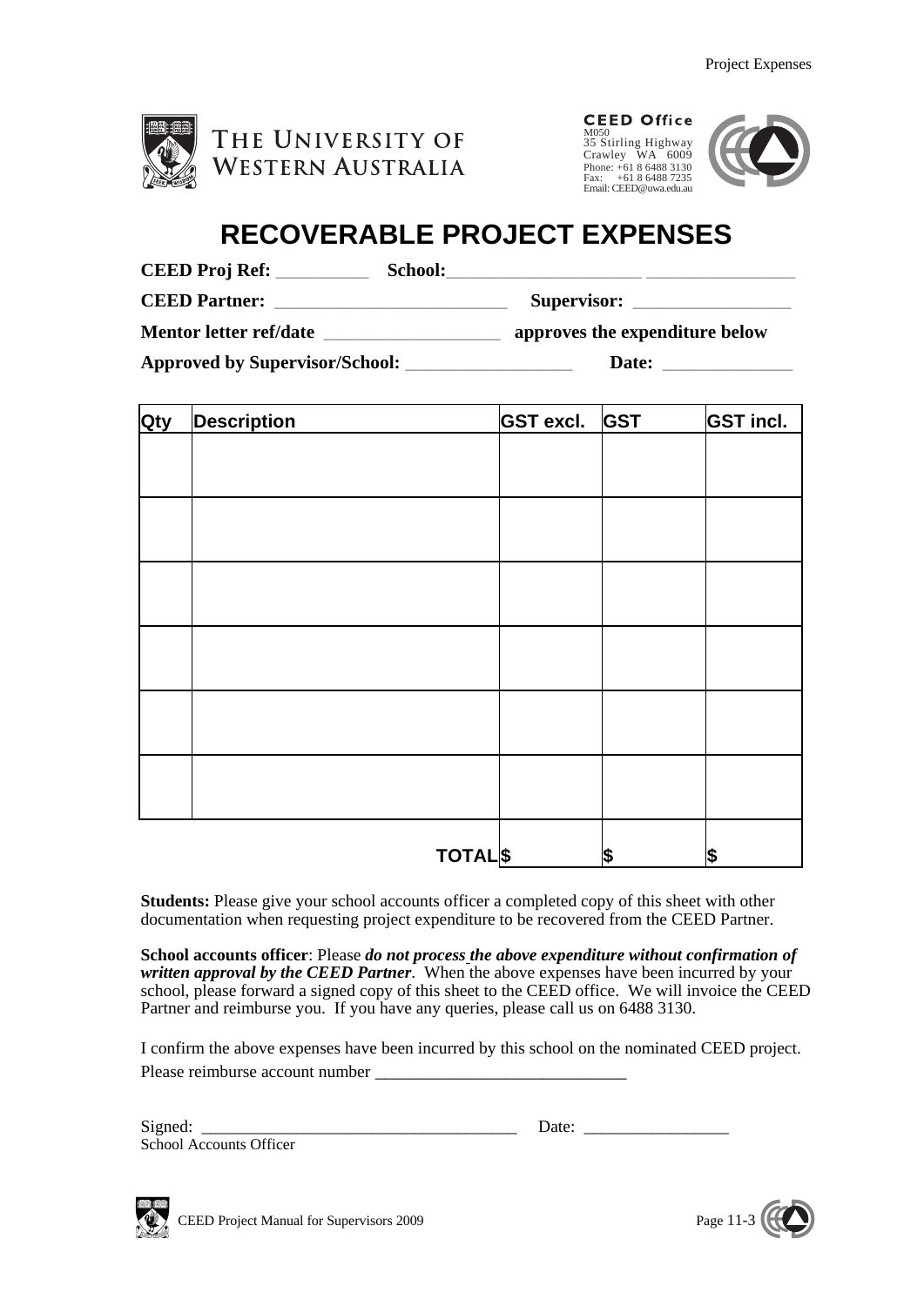THE UNIVERSITY OF WESTERN AUSTRALIA

**CEED Office**
M050
35 Stirling Highway
Crawley WA 6009
Phone: +61 8 6488 3130
Fax: +61 8 6488 7235
Email: CEED@uwa.edu.au

# RECOVERABLE PROJECT EXPENSES

**CEED Proj Ref:** __________ **School:**______________________ ________________

**CEED Partner:** __________________________ **Supervisor:** _________________

**Mentor letter ref/date** ___________________ **approves the expenditure below**

**Approved by Supervisor/School:** __________________ **Date:** ______________

| Qty | Description | GST excl. | GST | GST incl. |
|---|---|---|---|---|
| | | | | |
| | | | | |
| | | | | |
| | | | | |
| | | | | |
| | | | | |
| | **TOTAL** | $ | $ | $ |

**Students:** Please give your school accounts officer a completed copy of this sheet with other documentation when requesting project expenditure to be recovered from the CEED Partner.

**School accounts officer**: Please ***do not process the above expenditure without confirmation of written approval by the CEED Partner***. When the above expenses have been incurred by your school, please forward a signed copy of this sheet to the CEED office. We will invoice the CEED Partner and reimburse you. If you have any queries, please call us on 6488 3130.

I confirm the above expenses have been incurred by this school on the nominated CEED project.
Please reimburse account number _____________________________

Signed: _____________________________________ Date: _________________
School Accounts Officer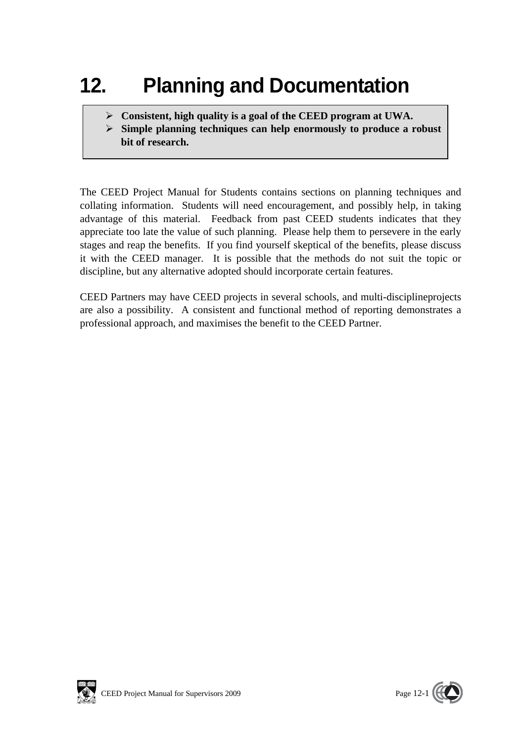# 12. Planning and Documentation

- **Consistent, high quality is a goal of the CEED program at UWA.**
- **Simple planning techniques can help enormously to produce a robust bit of research.**

The CEED Project Manual for Students contains sections on planning techniques and collating information. Students will need encouragement, and possibly help, in taking advantage of this material. Feedback from past CEED students indicates that they appreciate too late the value of such planning. Please help them to persevere in the early stages and reap the benefits. If you find yourself skeptical of the benefits, please discuss it with the CEED manager. It is possible that the methods do not suit the topic or discipline, but any alternative adopted should incorporate certain features.

CEED Partners may have CEED projects in several schools, and multi-disciplineprojects are also a possibility. A consistent and functional method of reporting demonstrates a professional approach, and maximises the benefit to the CEED Partner.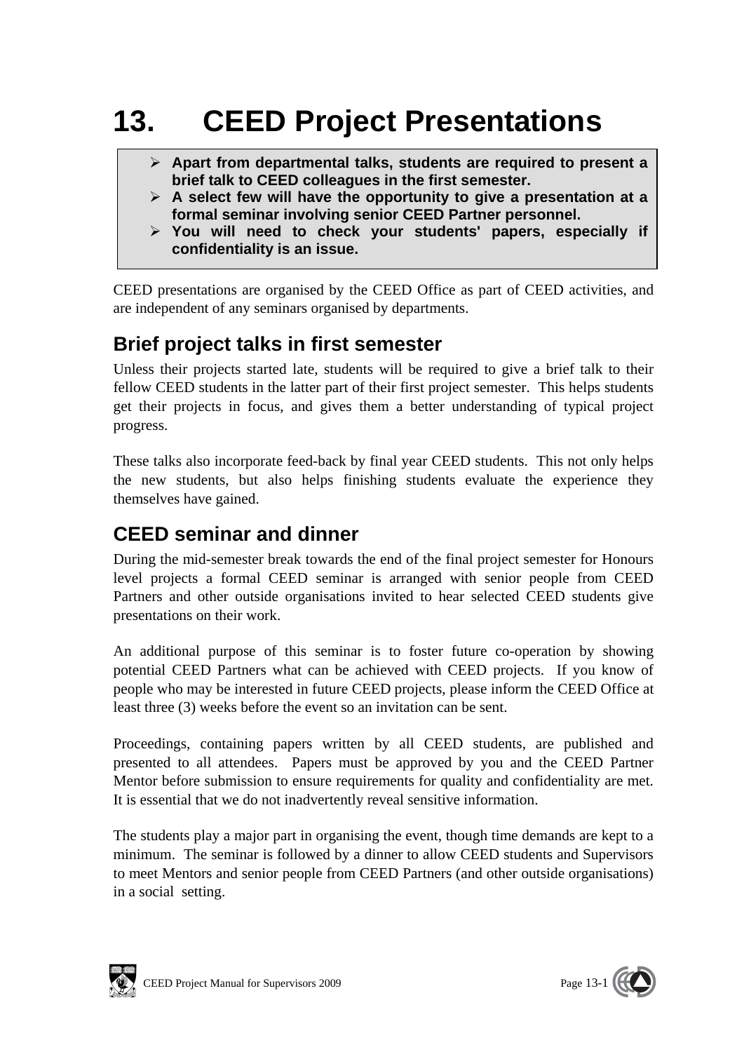# 13. CEED Project Presentations

> - **Apart from departmental talks, students are required to present a brief talk to CEED colleagues in the first semester.**
> - **A select few will have the opportunity to give a presentation at a formal seminar involving senior CEED Partner personnel.**
> - **You will need to check your students' papers, especially if confidentiality is an issue.**

CEED presentations are organised by the CEED Office as part of CEED activities, and are independent of any seminars organised by departments.

## Brief project talks in first semester

Unless their projects started late, students will be required to give a brief talk to their fellow CEED students in the latter part of their first project semester. This helps students get their projects in focus, and gives them a better understanding of typical project progress.

These talks also incorporate feed-back by final year CEED students. This not only helps the new students, but also helps finishing students evaluate the experience they themselves have gained.

## CEED seminar and dinner

During the mid-semester break towards the end of the final project semester for Honours level projects a formal CEED seminar is arranged with senior people from CEED Partners and other outside organisations invited to hear selected CEED students give presentations on their work.

An additional purpose of this seminar is to foster future co-operation by showing potential CEED Partners what can be achieved with CEED projects. If you know of people who may be interested in future CEED projects, please inform the CEED Office at least three (3) weeks before the event so an invitation can be sent.

Proceedings, containing papers written by all CEED students, are published and presented to all attendees. Papers must be approved by you and the CEED Partner Mentor before submission to ensure requirements for quality and confidentiality are met. It is essential that we do not inadvertently reveal sensitive information.

The students play a major part in organising the event, though time demands are kept to a minimum. The seminar is followed by a dinner to allow CEED students and Supervisors to meet Mentors and senior people from CEED Partners (and other outside organisations) in a social setting.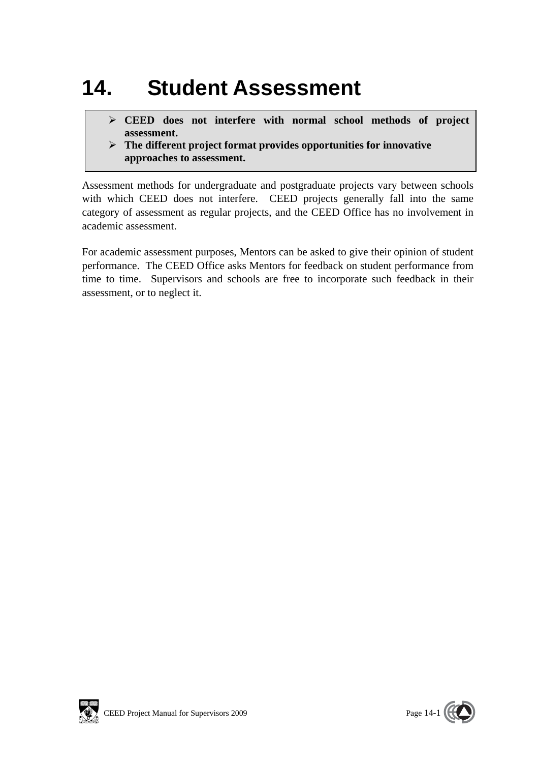# 14. Student Assessment

> - **CEED does not interfere with normal school methods of project assessment.**
> - **The different project format provides opportunities for innovative approaches to assessment.**

Assessment methods for undergraduate and postgraduate projects vary between schools with which CEED does not interfere. CEED projects generally fall into the same category of assessment as regular projects, and the CEED Office has no involvement in academic assessment.

For academic assessment purposes, Mentors can be asked to give their opinion of student performance. The CEED Office asks Mentors for feedback on student performance from time to time. Supervisors and schools are free to incorporate such feedback in their assessment, or to neglect it.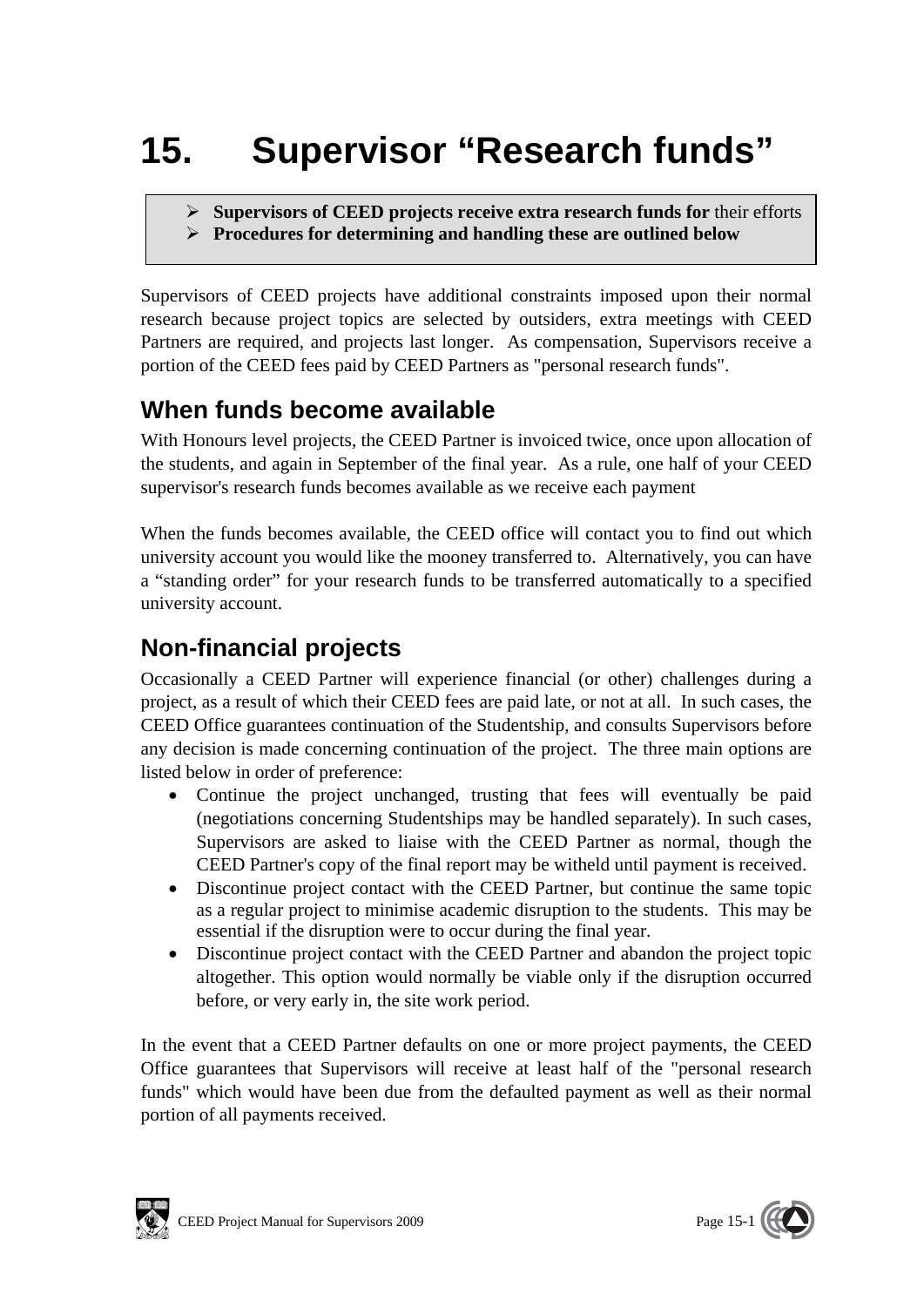# 15. Supervisor "Research funds"

- **Supervisors of CEED projects receive extra research funds for** their efforts
- **Procedures for determining and handling these are outlined below**

Supervisors of CEED projects have additional constraints imposed upon their normal research because project topics are selected by outsiders, extra meetings with CEED Partners are required, and projects last longer. As compensation, Supervisors receive a portion of the CEED fees paid by CEED Partners as "personal research funds".

## When funds become available

With Honours level projects, the CEED Partner is invoiced twice, once upon allocation of the students, and again in September of the final year. As a rule, one half of your CEED supervisor's research funds becomes available as we receive each payment

When the funds becomes available, the CEED office will contact you to find out which university account you would like the mooney transferred to. Alternatively, you can have a "standing order" for your research funds to be transferred automatically to a specified university account.

## Non-financial projects

Occasionally a CEED Partner will experience financial (or other) challenges during a project, as a result of which their CEED fees are paid late, or not at all. In such cases, the CEED Office guarantees continuation of the Studentship, and consults Supervisors before any decision is made concerning continuation of the project. The three main options are listed below in order of preference:

- Continue the project unchanged, trusting that fees will eventually be paid (negotiations concerning Studentships may be handled separately). In such cases, Supervisors are asked to liaise with the CEED Partner as normal, though the CEED Partner's copy of the final report may be witheld until payment is received.
- Discontinue project contact with the CEED Partner, but continue the same topic as a regular project to minimise academic disruption to the students. This may be essential if the disruption were to occur during the final year.
- Discontinue project contact with the CEED Partner and abandon the project topic altogether. This option would normally be viable only if the disruption occurred before, or very early in, the site work period.

In the event that a CEED Partner defaults on one or more project payments, the CEED Office guarantees that Supervisors will receive at least half of the "personal research funds" which would have been due from the defaulted payment as well as their normal portion of all payments received.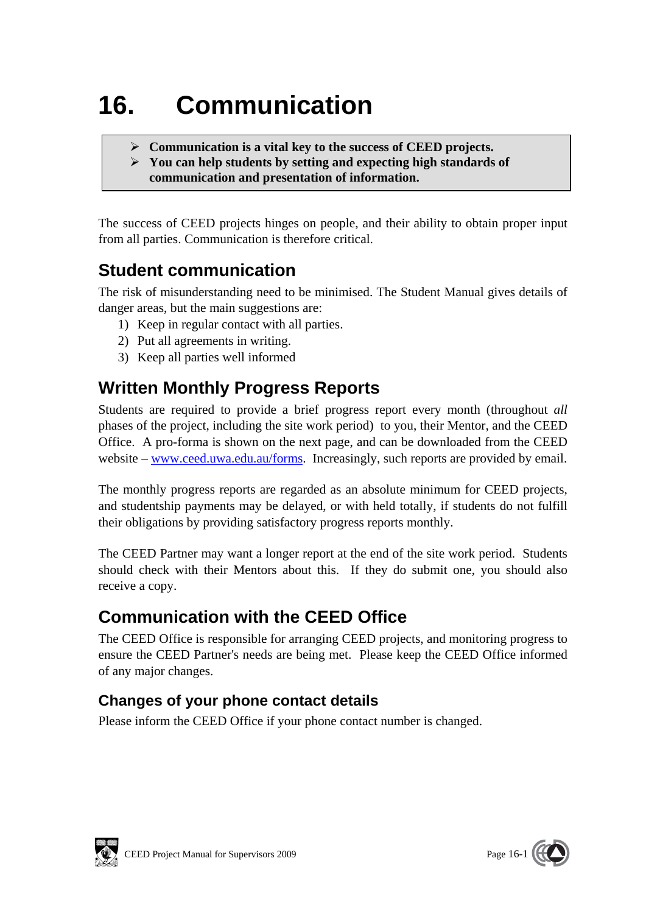# 16. Communication

> - **Communication is a vital key to the success of CEED projects.**
> - **You can help students by setting and expecting high standards of communication and presentation of information.**

The success of CEED projects hinges on people, and their ability to obtain proper input from all parties. Communication is therefore critical.

## Student communication

The risk of misunderstanding need to be minimised. The Student Manual gives details of danger areas, but the main suggestions are:

1) Keep in regular contact with all parties.
2) Put all agreements in writing.
3) Keep all parties well informed

## Written Monthly Progress Reports

Students are required to provide a brief progress report every month (throughout *all* phases of the project, including the site work period) to you, their Mentor, and the CEED Office. A pro-forma is shown on the next page, and can be downloaded from the CEED website – www.ceed.uwa.edu.au/forms. Increasingly, such reports are provided by email.

The monthly progress reports are regarded as an absolute minimum for CEED projects, and studentship payments may be delayed, or with held totally, if students do not fulfill their obligations by providing satisfactory progress reports monthly.

The CEED Partner may want a longer report at the end of the site work period. Students should check with their Mentors about this. If they do submit one, you should also receive a copy.

## Communication with the CEED Office

The CEED Office is responsible for arranging CEED projects, and monitoring progress to ensure the CEED Partner's needs are being met. Please keep the CEED Office informed of any major changes.

### Changes of your phone contact details

Please inform the CEED Office if your phone contact number is changed.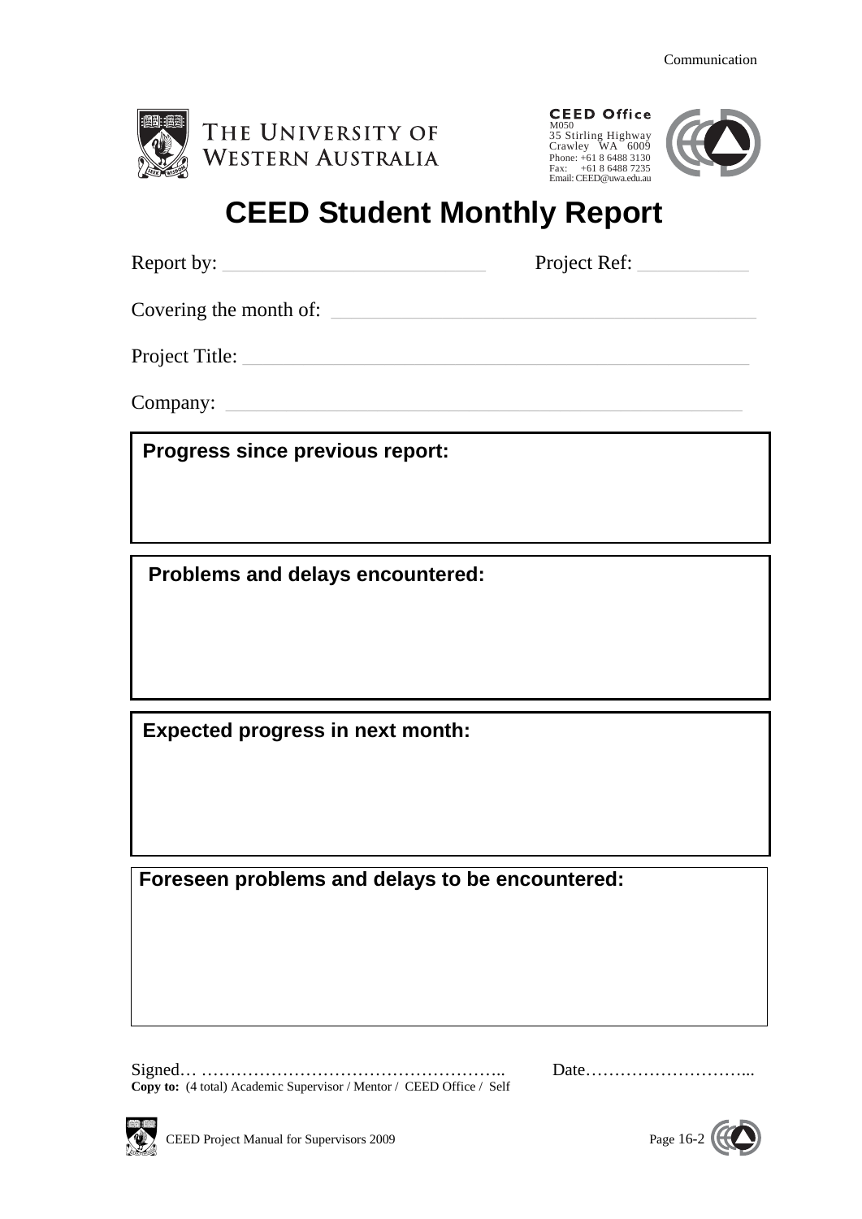THE UNIVERSITY OF WESTERN AUSTRALIA

**CEED Office**
M050
35 Stirling Highway
Crawley WA 6009
Phone: +61 8 6488 3130
Fax: +61 8 6488 7235
Email: CEED@uwa.edu.au

# CEED Student Monthly Report

Report by: ____________________________ Project Ref: ___________

Covering the month of: ___________________________________________

Project Title: _________________________________________________

Company: _____________________________________________________

**Progress since previous report:**

**Problems and delays encountered:**

**Expected progress in next month:**

**Foreseen problems and delays to be encountered:**

Signed… …………………………………………….. Date………………………...

**Copy to:** (4 total) Academic Supervisor / Mentor / CEED Office / Self

CEED Project Manual for Supervisors 2009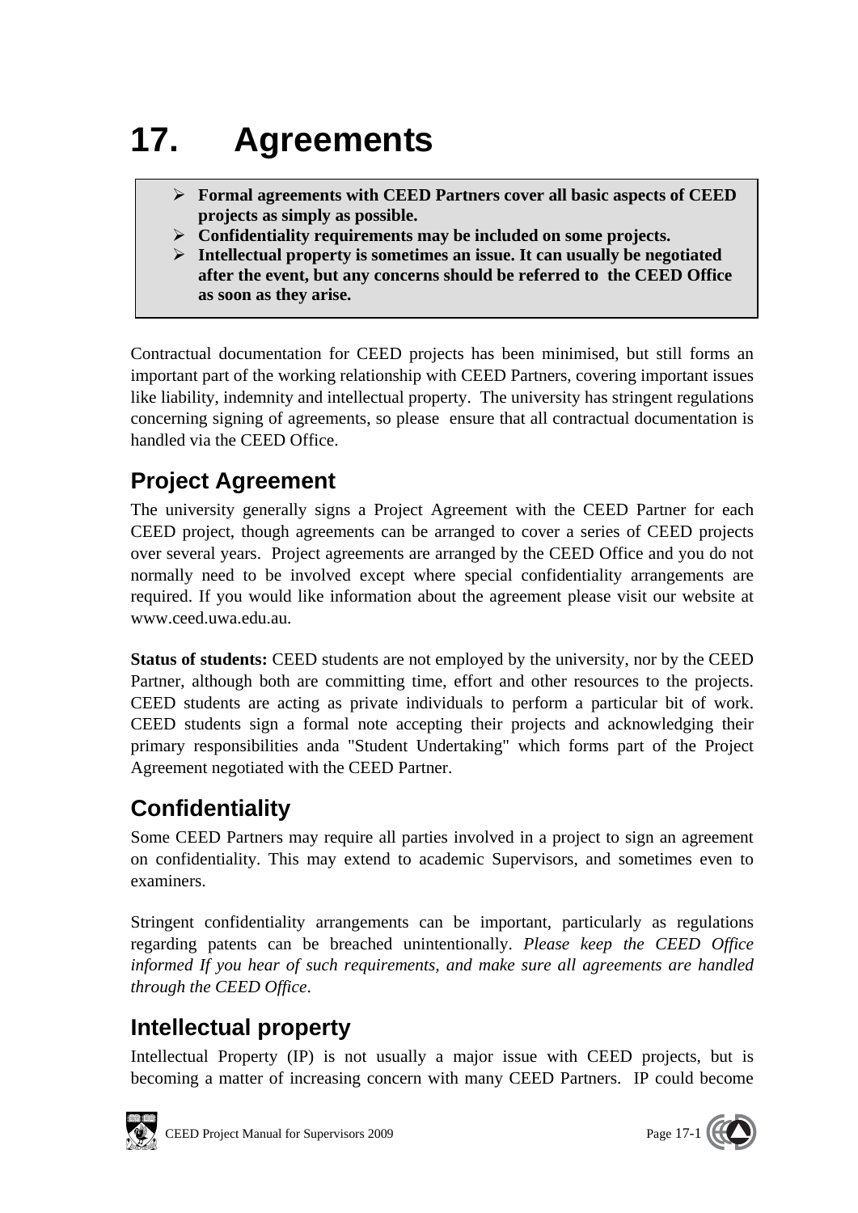# 17. Agreements

- **Formal agreements with CEED Partners cover all basic aspects of CEED projects as simply as possible.**
- **Confidentiality requirements may be included on some projects.**
- **Intellectual property is sometimes an issue. It can usually be negotiated after the event, but any concerns should be referred to the CEED Office as soon as they arise.**

Contractual documentation for CEED projects has been minimised, but still forms an important part of the working relationship with CEED Partners, covering important issues like liability, indemnity and intellectual property. The university has stringent regulations concerning signing of agreements, so please ensure that all contractual documentation is handled via the CEED Office.

## Project Agreement

The university generally signs a Project Agreement with the CEED Partner for each CEED project, though agreements can be arranged to cover a series of CEED projects over several years. Project agreements are arranged by the CEED Office and you do not normally need to be involved except where special confidentiality arrangements are required. If you would like information about the agreement please visit our website at www.ceed.uwa.edu.au.

**Status of students:** CEED students are not employed by the university, nor by the CEED Partner, although both are committing time, effort and other resources to the projects. CEED students are acting as private individuals to perform a particular bit of work. CEED students sign a formal note accepting their projects and acknowledging their primary responsibilities anda "Student Undertaking" which forms part of the Project Agreement negotiated with the CEED Partner.

## Confidentiality

Some CEED Partners may require all parties involved in a project to sign an agreement on confidentiality. This may extend to academic Supervisors, and sometimes even to examiners.

Stringent confidentiality arrangements can be important, particularly as regulations regarding patents can be breached unintentionally. *Please keep the CEED Office informed If you hear of such requirements, and make sure all agreements are handled through the CEED Office*.

## Intellectual property

Intellectual Property (IP) is not usually a major issue with CEED projects, but is becoming a matter of increasing concern with many CEED Partners. IP could become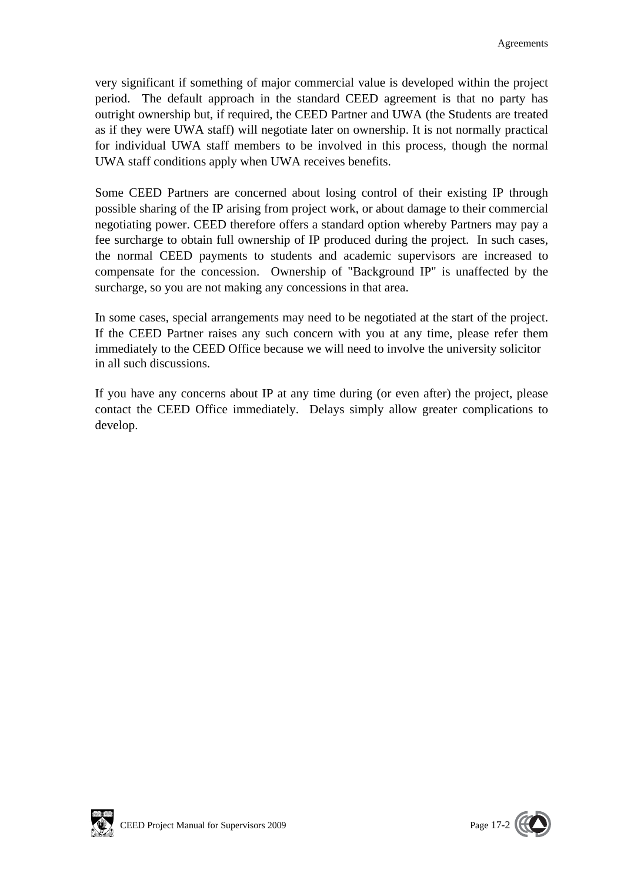very significant if something of major commercial value is developed within the project period. The default approach in the standard CEED agreement is that no party has outright ownership but, if required, the CEED Partner and UWA (the Students are treated as if they were UWA staff) will negotiate later on ownership. It is not normally practical for individual UWA staff members to be involved in this process, though the normal UWA staff conditions apply when UWA receives benefits.

Some CEED Partners are concerned about losing control of their existing IP through possible sharing of the IP arising from project work, or about damage to their commercial negotiating power. CEED therefore offers a standard option whereby Partners may pay a fee surcharge to obtain full ownership of IP produced during the project. In such cases, the normal CEED payments to students and academic supervisors are increased to compensate for the concession. Ownership of "Background IP" is unaffected by the surcharge, so you are not making any concessions in that area.

In some cases, special arrangements may need to be negotiated at the start of the project. If the CEED Partner raises any such concern with you at any time, please refer them immediately to the CEED Office because we will need to involve the university solicitor in all such discussions.

If you have any concerns about IP at any time during (or even after) the project, please contact the CEED Office immediately. Delays simply allow greater complications to develop.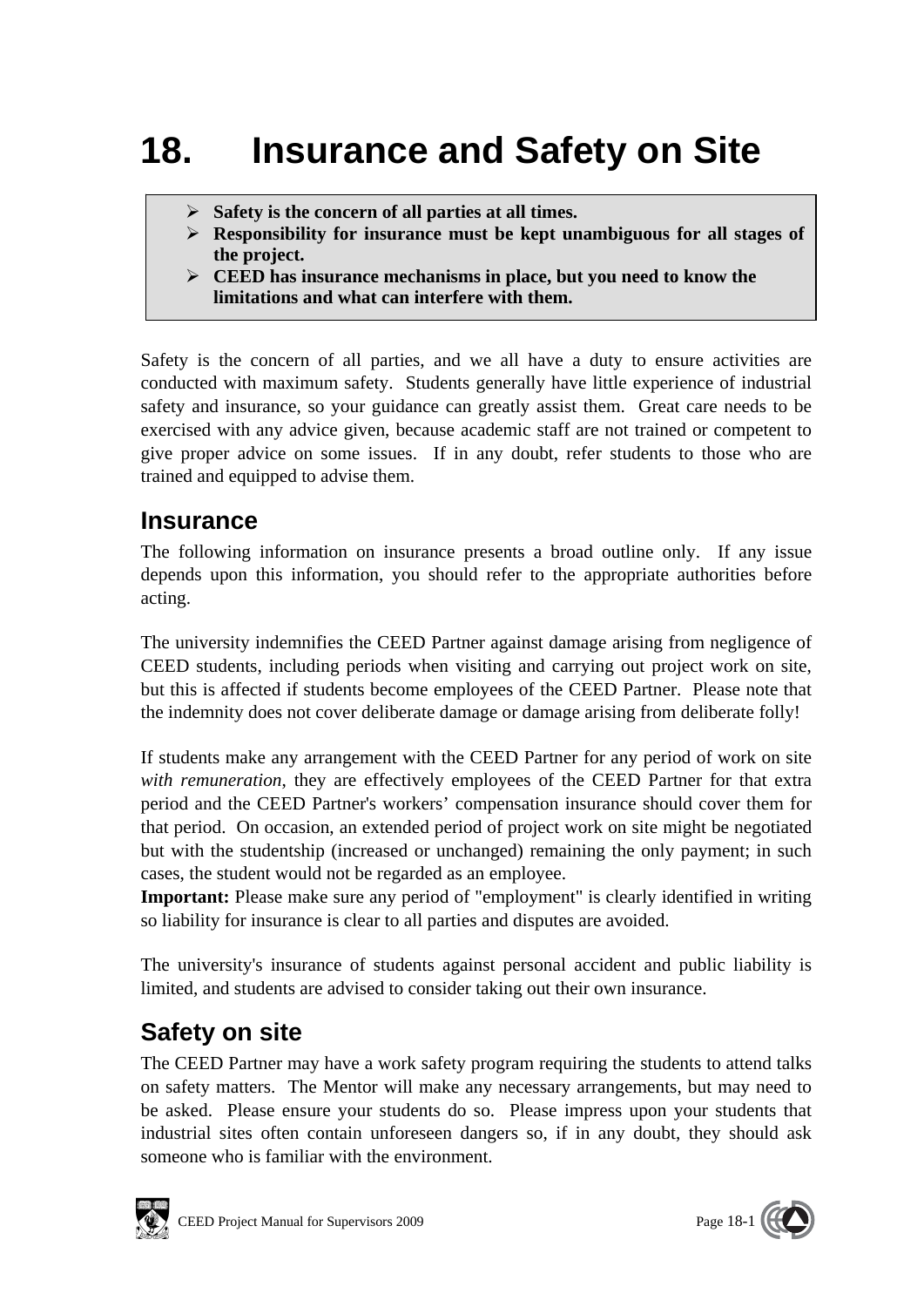# 18. Insurance and Safety on Site

> - **Safety is the concern of all parties at all times.**
> - **Responsibility for insurance must be kept unambiguous for all stages of the project.**
> - **CEED has insurance mechanisms in place, but you need to know the limitations and what can interfere with them.**

Safety is the concern of all parties, and we all have a duty to ensure activities are conducted with maximum safety. Students generally have little experience of industrial safety and insurance, so your guidance can greatly assist them. Great care needs to be exercised with any advice given, because academic staff are not trained or competent to give proper advice on some issues. If in any doubt, refer students to those who are trained and equipped to advise them.

## Insurance

The following information on insurance presents a broad outline only. If any issue depends upon this information, you should refer to the appropriate authorities before acting.

The university indemnifies the CEED Partner against damage arising from negligence of CEED students, including periods when visiting and carrying out project work on site, but this is affected if students become employees of the CEED Partner. Please note that the indemnity does not cover deliberate damage or damage arising from deliberate folly!

If students make any arrangement with the CEED Partner for any period of work on site *with remuneration*, they are effectively employees of the CEED Partner for that extra period and the CEED Partner's workers' compensation insurance should cover them for that period. On occasion, an extended period of project work on site might be negotiated but with the studentship (increased or unchanged) remaining the only payment; in such cases, the student would not be regarded as an employee.
**Important:** Please make sure any period of "employment" is clearly identified in writing so liability for insurance is clear to all parties and disputes are avoided.

The university's insurance of students against personal accident and public liability is limited, and students are advised to consider taking out their own insurance.

## Safety on site

The CEED Partner may have a work safety program requiring the students to attend talks on safety matters. The Mentor will make any necessary arrangements, but may need to be asked. Please ensure your students do so. Please impress upon your students that industrial sites often contain unforeseen dangers so, if in any doubt, they should ask someone who is familiar with the environment.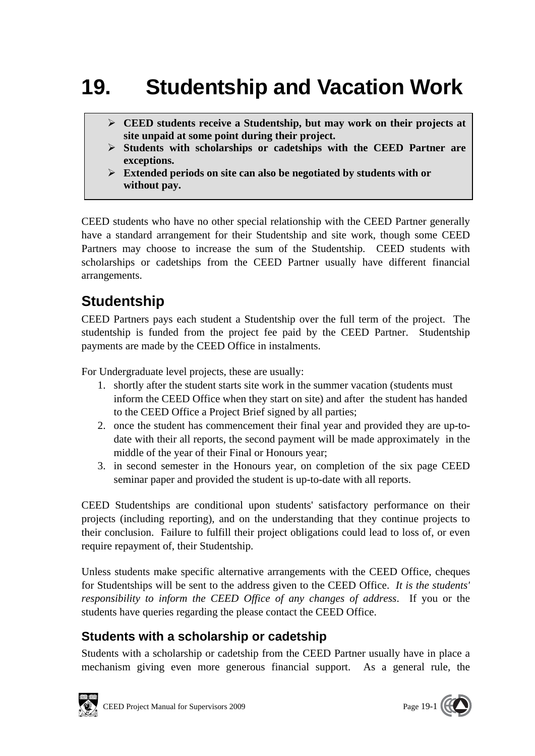# 19. Studentship and Vacation Work

> - **CEED students receive a Studentship, but may work on their projects at site unpaid at some point during their project.**
> - **Students with scholarships or cadetships with the CEED Partner are exceptions.**
> - **Extended periods on site can also be negotiated by students with or without pay.**

CEED students who have no other special relationship with the CEED Partner generally have a standard arrangement for their Studentship and site work, though some CEED Partners may choose to increase the sum of the Studentship. CEED students with scholarships or cadetships from the CEED Partner usually have different financial arrangements.

## Studentship

CEED Partners pays each student a Studentship over the full term of the project. The studentship is funded from the project fee paid by the CEED Partner. Studentship payments are made by the CEED Office in instalments.

For Undergraduate level projects, these are usually:

1. shortly after the student starts site work in the summer vacation (students must inform the CEED Office when they start on site) and after the student has handed to the CEED Office a Project Brief signed by all parties;
2. once the student has commencement their final year and provided they are up-to-date with their all reports, the second payment will be made approximately in the middle of the year of their Final or Honours year;
3. in second semester in the Honours year, on completion of the six page CEED seminar paper and provided the student is up-to-date with all reports.

CEED Studentships are conditional upon students' satisfactory performance on their projects (including reporting), and on the understanding that they continue projects to their conclusion. Failure to fulfill their project obligations could lead to loss of, or even require repayment of, their Studentship.

Unless students make specific alternative arrangements with the CEED Office, cheques for Studentships will be sent to the address given to the CEED Office. *It is the students' responsibility to inform the CEED Office of any changes of address*. If you or the students have queries regarding the please contact the CEED Office.

### Students with a scholarship or cadetship

Students with a scholarship or cadetship from the CEED Partner usually have in place a mechanism giving even more generous financial support. As a general rule, the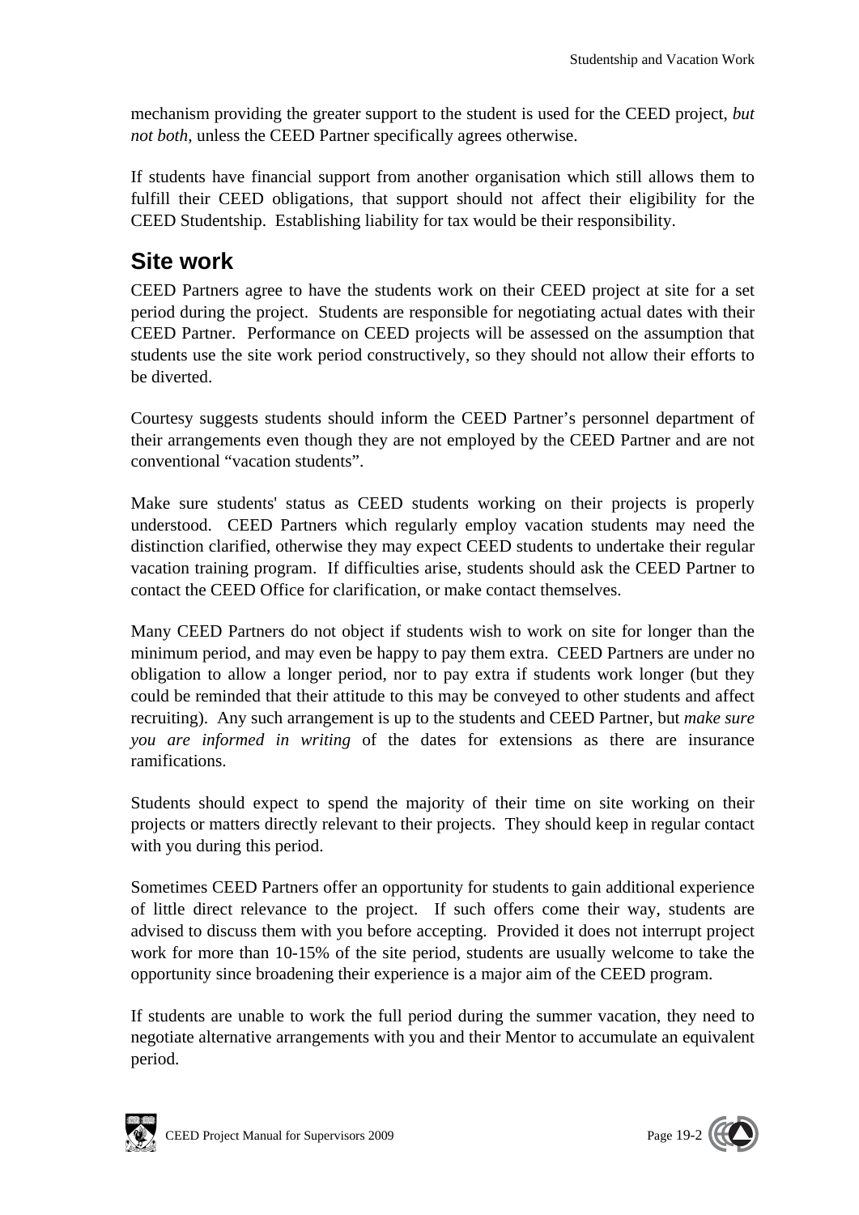mechanism providing the greater support to the student is used for the CEED project, *but not both*, unless the CEED Partner specifically agrees otherwise.

If students have financial support from another organisation which still allows them to fulfill their CEED obligations, that support should not affect their eligibility for the CEED Studentship. Establishing liability for tax would be their responsibility.

## Site work

CEED Partners agree to have the students work on their CEED project at site for a set period during the project. Students are responsible for negotiating actual dates with their CEED Partner. Performance on CEED projects will be assessed on the assumption that students use the site work period constructively, so they should not allow their efforts to be diverted.

Courtesy suggests students should inform the CEED Partner's personnel department of their arrangements even though they are not employed by the CEED Partner and are not conventional "vacation students".

Make sure students' status as CEED students working on their projects is properly understood. CEED Partners which regularly employ vacation students may need the distinction clarified, otherwise they may expect CEED students to undertake their regular vacation training program. If difficulties arise, students should ask the CEED Partner to contact the CEED Office for clarification, or make contact themselves.

Many CEED Partners do not object if students wish to work on site for longer than the minimum period, and may even be happy to pay them extra. CEED Partners are under no obligation to allow a longer period, nor to pay extra if students work longer (but they could be reminded that their attitude to this may be conveyed to other students and affect recruiting). Any such arrangement is up to the students and CEED Partner, but *make sure you are informed in writing* of the dates for extensions as there are insurance ramifications.

Students should expect to spend the majority of their time on site working on their projects or matters directly relevant to their projects. They should keep in regular contact with you during this period.

Sometimes CEED Partners offer an opportunity for students to gain additional experience of little direct relevance to the project. If such offers come their way, students are advised to discuss them with you before accepting. Provided it does not interrupt project work for more than 10-15% of the site period, students are usually welcome to take the opportunity since broadening their experience is a major aim of the CEED program.

If students are unable to work the full period during the summer vacation, they need to negotiate alternative arrangements with you and their Mentor to accumulate an equivalent period.